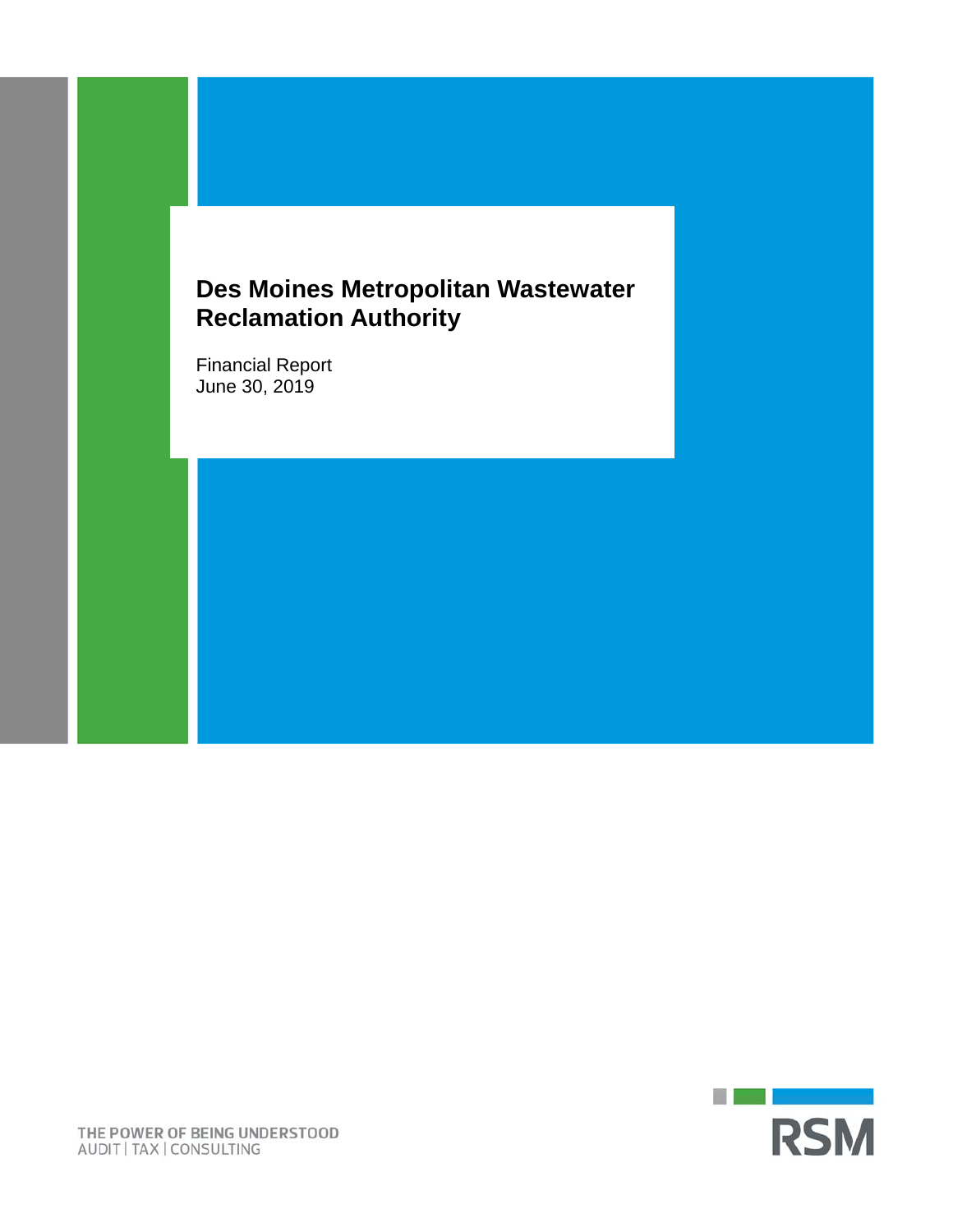# Des Moines Metropolitan Wastewater Reclamation Authority

Financial Report
June 30, 2019

THE POWER OF BEING UNDERSTOOD
AUDIT | TAX | CONSULTING

RSM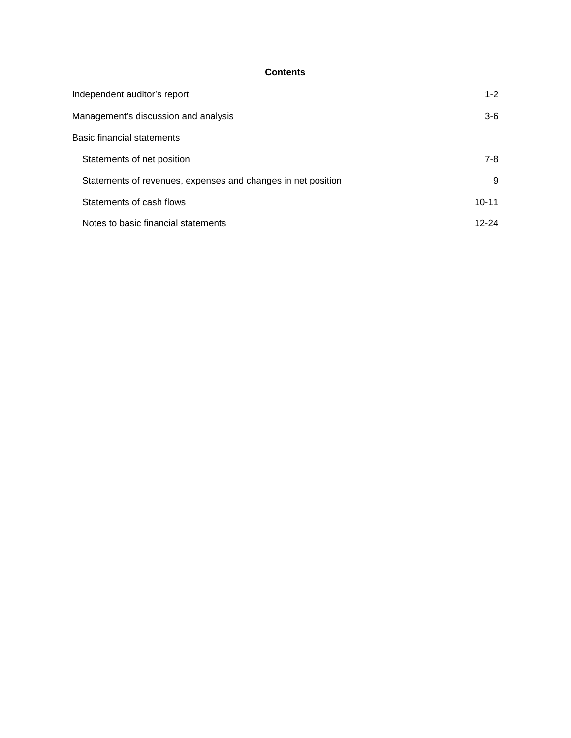# Contents

| | |
|---|---|
| Independent auditor's report | 1-2 |
| Management's discussion and analysis | 3-6 |
| Basic financial statements | |
| Statements of net position | 7-8 |
| Statements of revenues, expenses and changes in net position | 9 |
| Statements of cash flows | 10-11 |
| Notes to basic financial statements | 12-24 |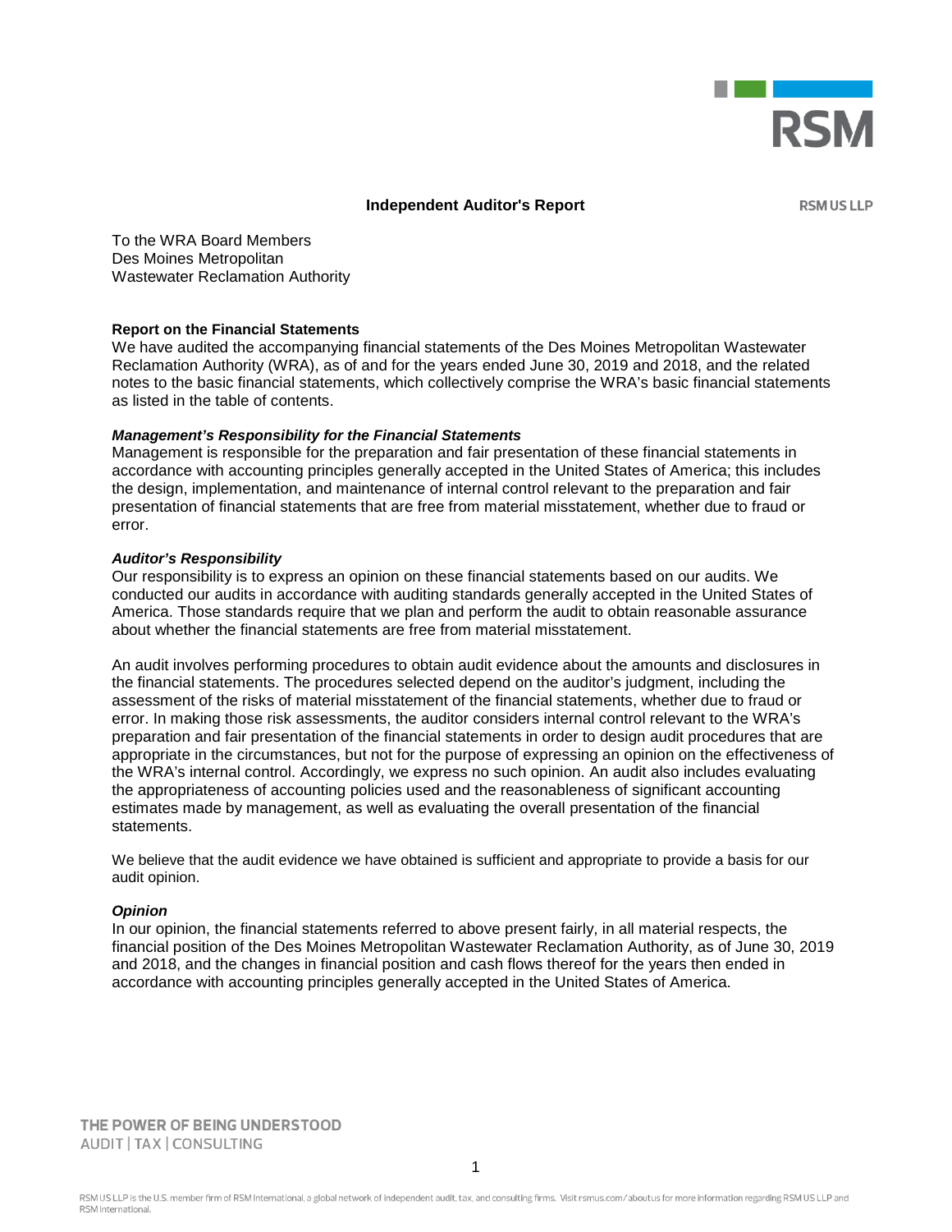# Independent Auditor's Report

RSM US LLP

To the WRA Board Members
Des Moines Metropolitan
Wastewater Reclamation Authority

**Report on the Financial Statements**
We have audited the accompanying financial statements of the Des Moines Metropolitan Wastewater Reclamation Authority (WRA), as of and for the years ended June 30, 2019 and 2018, and the related notes to the basic financial statements, which collectively comprise the WRA's basic financial statements as listed in the table of contents.

***Management's Responsibility for the Financial Statements***
Management is responsible for the preparation and fair presentation of these financial statements in accordance with accounting principles generally accepted in the United States of America; this includes the design, implementation, and maintenance of internal control relevant to the preparation and fair presentation of financial statements that are free from material misstatement, whether due to fraud or error.

***Auditor's Responsibility***
Our responsibility is to express an opinion on these financial statements based on our audits. We conducted our audits in accordance with auditing standards generally accepted in the United States of America. Those standards require that we plan and perform the audit to obtain reasonable assurance about whether the financial statements are free from material misstatement.

An audit involves performing procedures to obtain audit evidence about the amounts and disclosures in the financial statements. The procedures selected depend on the auditor's judgment, including the assessment of the risks of material misstatement of the financial statements, whether due to fraud or error. In making those risk assessments, the auditor considers internal control relevant to the WRA's preparation and fair presentation of the financial statements in order to design audit procedures that are appropriate in the circumstances, but not for the purpose of expressing an opinion on the effectiveness of the WRA's internal control. Accordingly, we express no such opinion. An audit also includes evaluating the appropriateness of accounting policies used and the reasonableness of significant accounting estimates made by management, as well as evaluating the overall presentation of the financial statements.

We believe that the audit evidence we have obtained is sufficient and appropriate to provide a basis for our audit opinion.

***Opinion***
In our opinion, the financial statements referred to above present fairly, in all material respects, the financial position of the Des Moines Metropolitan Wastewater Reclamation Authority, as of June 30, 2019 and 2018, and the changes in financial position and cash flows thereof for the years then ended in accordance with accounting principles generally accepted in the United States of America.

THE POWER OF BEING UNDERSTOOD
AUDIT | TAX | CONSULTING

RSM US LLP is the U.S. member firm of RSM International, a global network of independent audit, tax, and consulting firms. Visit rsmus.com/aboutus for more information regarding RSM US LLP and RSM International.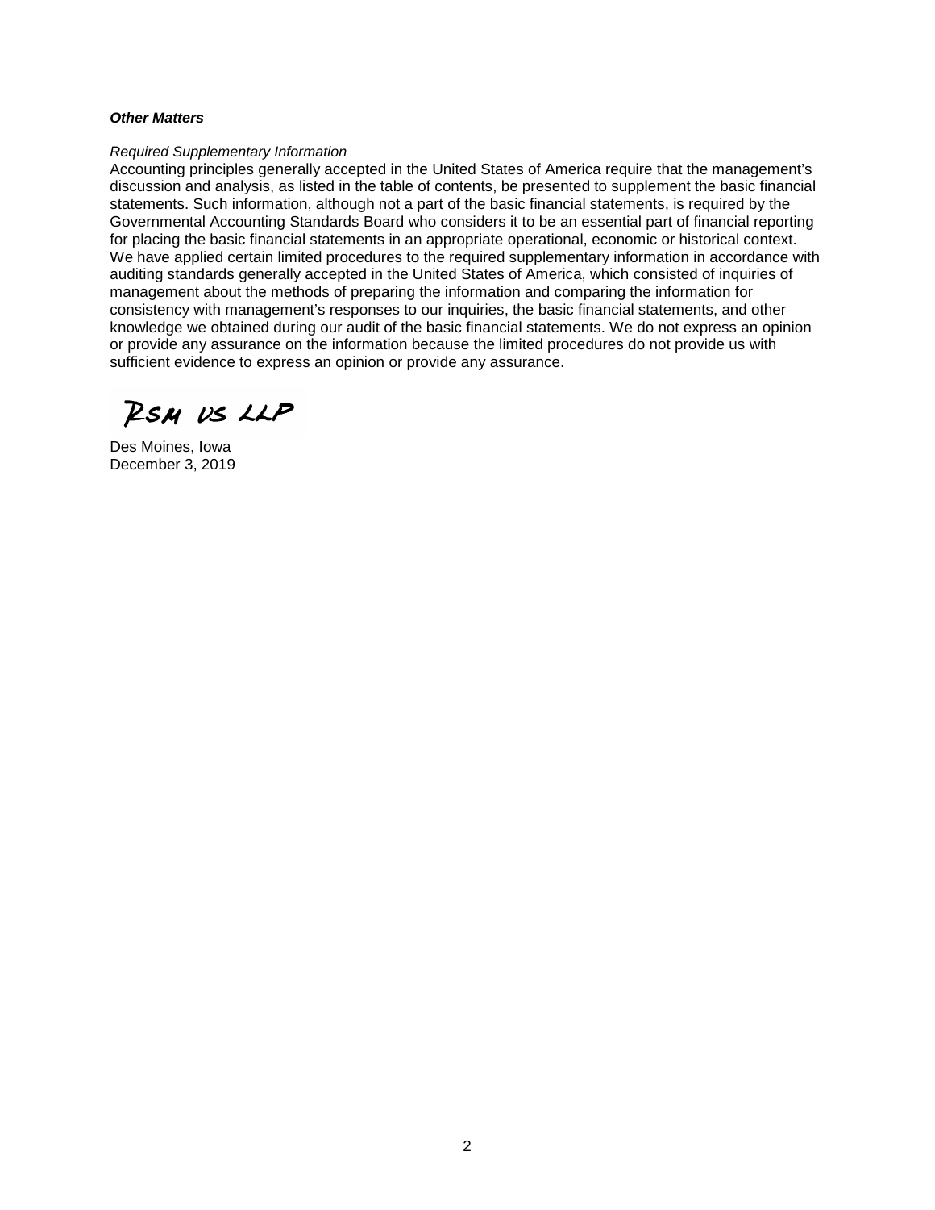***Other Matters***

*Required Supplementary Information*

Accounting principles generally accepted in the United States of America require that the management's discussion and analysis, as listed in the table of contents, be presented to supplement the basic financial statements. Such information, although not a part of the basic financial statements, is required by the Governmental Accounting Standards Board who considers it to be an essential part of financial reporting for placing the basic financial statements in an appropriate operational, economic or historical context. We have applied certain limited procedures to the required supplementary information in accordance with auditing standards generally accepted in the United States of America, which consisted of inquiries of management about the methods of preparing the information and comparing the information for consistency with management's responses to our inquiries, the basic financial statements, and other knowledge we obtained during our audit of the basic financial statements. We do not express an opinion or provide any assurance on the information because the limited procedures do not provide us with sufficient evidence to express an opinion or provide any assurance.

RSM US LLP

Des Moines, Iowa
December 3, 2019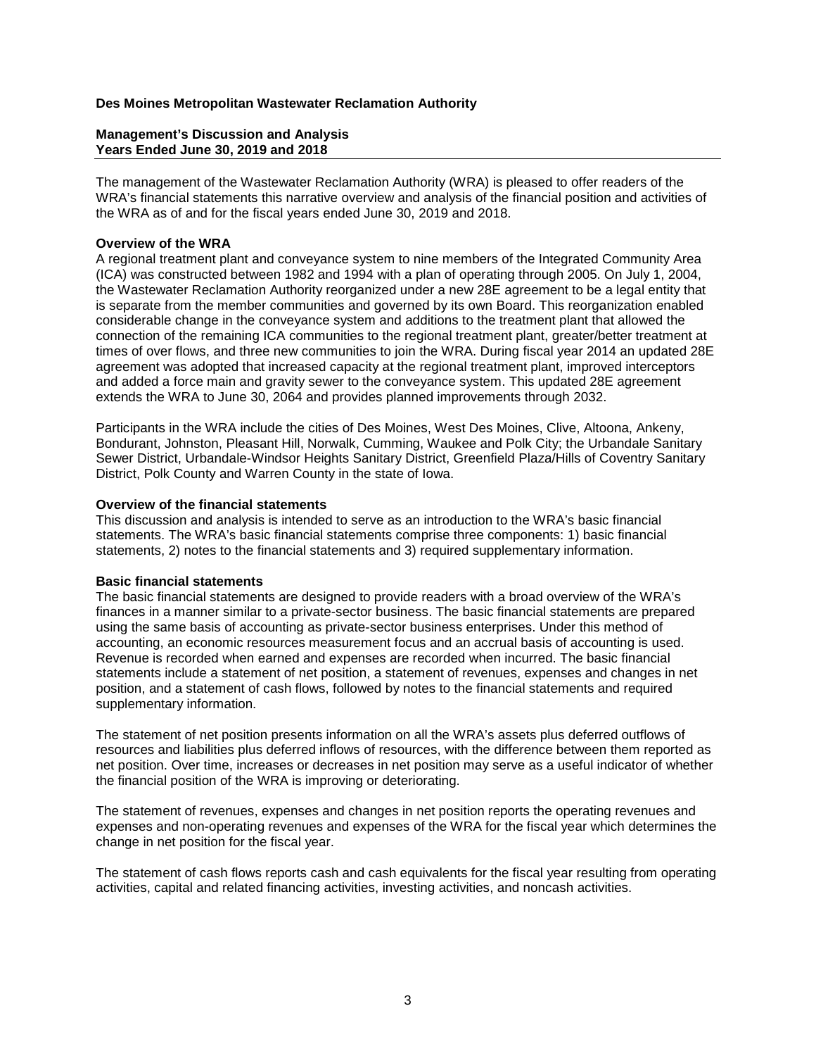**Des Moines Metropolitan Wastewater Reclamation Authority**

**Management's Discussion and Analysis**
**Years Ended June 30, 2019 and 2018**

The management of the Wastewater Reclamation Authority (WRA) is pleased to offer readers of the WRA's financial statements this narrative overview and analysis of the financial position and activities of the WRA as of and for the fiscal years ended June 30, 2019 and 2018.

**Overview of the WRA**

A regional treatment plant and conveyance system to nine members of the Integrated Community Area (ICA) was constructed between 1982 and 1994 with a plan of operating through 2005. On July 1, 2004, the Wastewater Reclamation Authority reorganized under a new 28E agreement to be a legal entity that is separate from the member communities and governed by its own Board. This reorganization enabled considerable change in the conveyance system and additions to the treatment plant that allowed the connection of the remaining ICA communities to the regional treatment plant, greater/better treatment at times of over flows, and three new communities to join the WRA. During fiscal year 2014 an updated 28E agreement was adopted that increased capacity at the regional treatment plant, improved interceptors and added a force main and gravity sewer to the conveyance system. This updated 28E agreement extends the WRA to June 30, 2064 and provides planned improvements through 2032.

Participants in the WRA include the cities of Des Moines, West Des Moines, Clive, Altoona, Ankeny, Bondurant, Johnston, Pleasant Hill, Norwalk, Cumming, Waukee and Polk City; the Urbandale Sanitary Sewer District, Urbandale-Windsor Heights Sanitary District, Greenfield Plaza/Hills of Coventry Sanitary District, Polk County and Warren County in the state of Iowa.

**Overview of the financial statements**

This discussion and analysis is intended to serve as an introduction to the WRA's basic financial statements. The WRA's basic financial statements comprise three components: 1) basic financial statements, 2) notes to the financial statements and 3) required supplementary information.

**Basic financial statements**

The basic financial statements are designed to provide readers with a broad overview of the WRA's finances in a manner similar to a private-sector business. The basic financial statements are prepared using the same basis of accounting as private-sector business enterprises. Under this method of accounting, an economic resources measurement focus and an accrual basis of accounting is used. Revenue is recorded when earned and expenses are recorded when incurred. The basic financial statements include a statement of net position, a statement of revenues, expenses and changes in net position, and a statement of cash flows, followed by notes to the financial statements and required supplementary information.

The statement of net position presents information on all the WRA's assets plus deferred outflows of resources and liabilities plus deferred inflows of resources, with the difference between them reported as net position. Over time, increases or decreases in net position may serve as a useful indicator of whether the financial position of the WRA is improving or deteriorating.

The statement of revenues, expenses and changes in net position reports the operating revenues and expenses and non-operating revenues and expenses of the WRA for the fiscal year which determines the change in net position for the fiscal year.

The statement of cash flows reports cash and cash equivalents for the fiscal year resulting from operating activities, capital and related financing activities, investing activities, and noncash activities.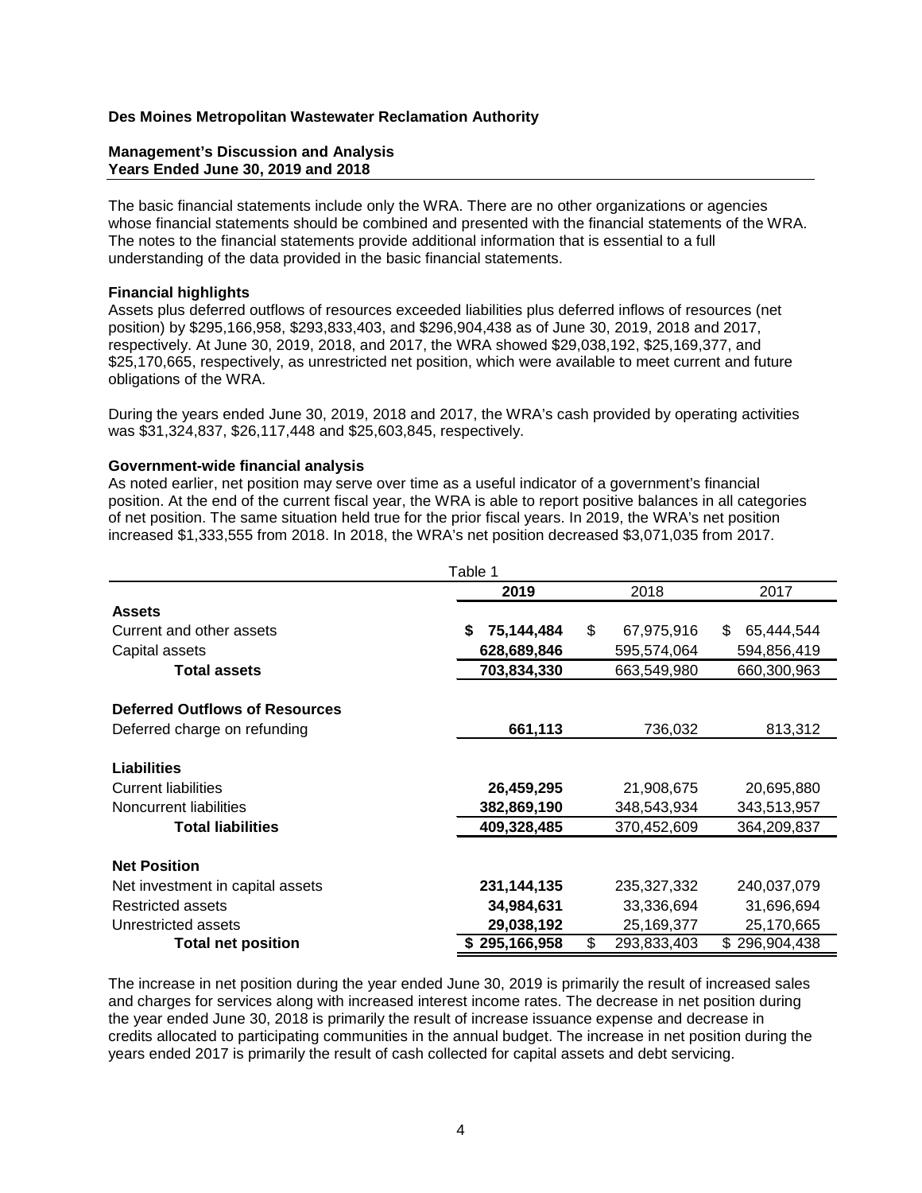**Des Moines Metropolitan Wastewater Reclamation Authority**

**Management's Discussion and Analysis**
**Years Ended June 30, 2019 and 2018**

The basic financial statements include only the WRA. There are no other organizations or agencies whose financial statements should be combined and presented with the financial statements of the WRA. The notes to the financial statements provide additional information that is essential to a full understanding of the data provided in the basic financial statements.

**Financial highlights**

Assets plus deferred outflows of resources exceeded liabilities plus deferred inflows of resources (net position) by $295,166,958, $293,833,403, and $296,904,438 as of June 30, 2019, 2018 and 2017, respectively. At June 30, 2019, 2018, and 2017, the WRA showed $29,038,192, $25,169,377, and $25,170,665, respectively, as unrestricted net position, which were available to meet current and future obligations of the WRA.

During the years ended June 30, 2019, 2018 and 2017, the WRA's cash provided by operating activities was $31,324,837, $26,117,448 and $25,603,845, respectively.

**Government-wide financial analysis**

As noted earlier, net position may serve over time as a useful indicator of a government's financial position. At the end of the current fiscal year, the WRA is able to report positive balances in all categories of net position. The same situation held true for the prior fiscal years. In 2019, the WRA's net position increased $1,333,555 from 2018. In 2018, the WRA's net position decreased $3,071,035 from 2017.

Table 1

| | **2019** | 2018 | 2017 |
|---|---|---|---|
| **Assets** | | | |
| Current and other assets | **$ 75,144,484** | $ 67,975,916 | $ 65,444,544 |
| Capital assets | **628,689,846** | 595,574,064 | 594,856,419 |
| **Total assets** | **703,834,330** | 663,549,980 | 660,300,963 |
| **Deferred Outflows of Resources** | | | |
| Deferred charge on refunding | **661,113** | 736,032 | 813,312 |
| **Liabilities** | | | |
| Current liabilities | **26,459,295** | 21,908,675 | 20,695,880 |
| Noncurrent liabilities | **382,869,190** | 348,543,934 | 343,513,957 |
| **Total liabilities** | **409,328,485** | 370,452,609 | 364,209,837 |
| **Net Position** | | | |
| Net investment in capital assets | **231,144,135** | 235,327,332 | 240,037,079 |
| Restricted assets | **34,984,631** | 33,336,694 | 31,696,694 |
| Unrestricted assets | **29,038,192** | 25,169,377 | 25,170,665 |
| **Total net position** | **$ 295,166,958** | $ 293,833,403 | $ 296,904,438 |

The increase in net position during the year ended June 30, 2019 is primarily the result of increased sales and charges for services along with increased interest income rates. The decrease in net position during the year ended June 30, 2018 is primarily the result of increase issuance expense and decrease in credits allocated to participating communities in the annual budget. The increase in net position during the years ended 2017 is primarily the result of cash collected for capital assets and debt servicing.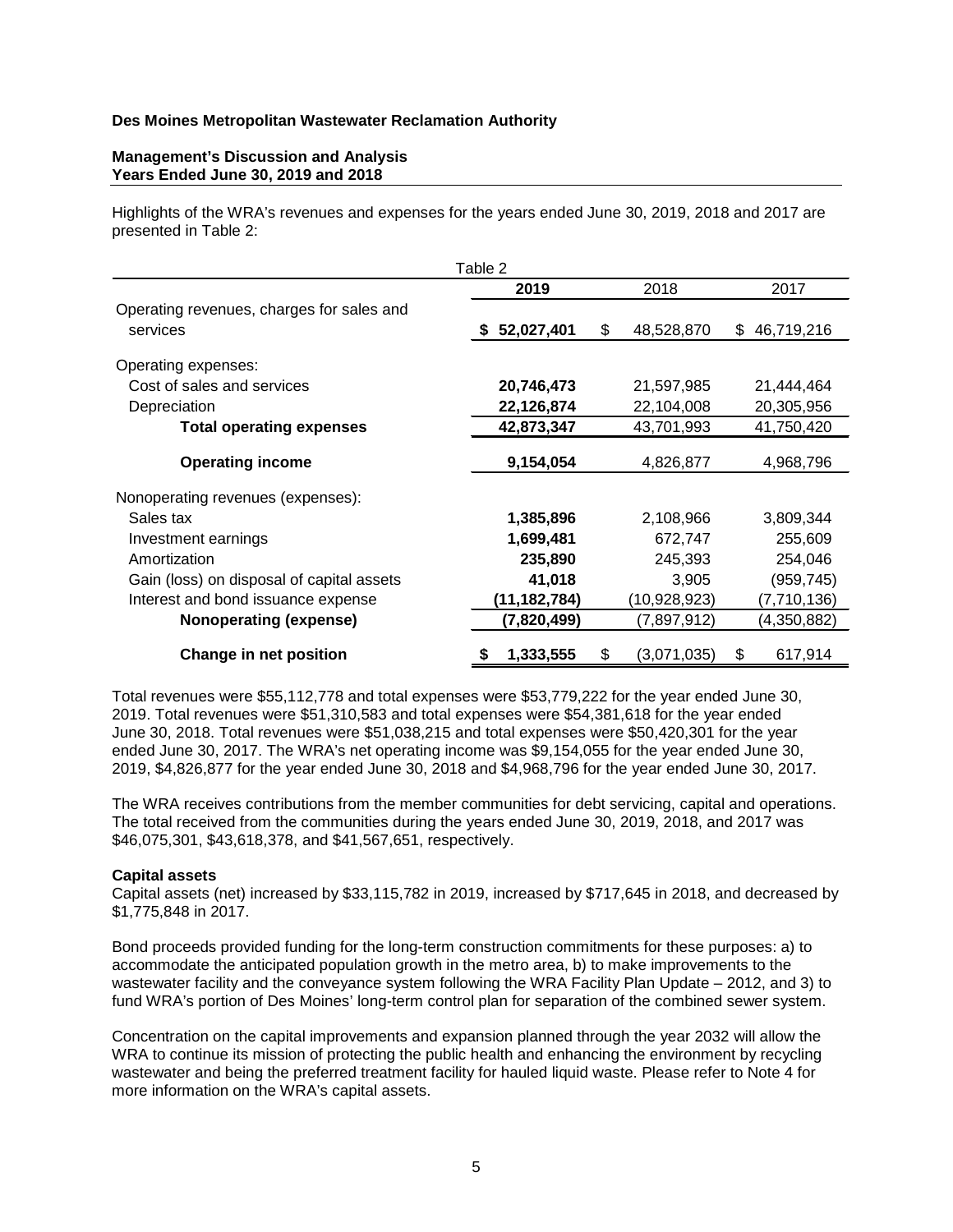**Des Moines Metropolitan Wastewater Reclamation Authority**

**Management's Discussion and Analysis**
**Years Ended June 30, 2019 and 2018**

Highlights of the WRA's revenues and expenses for the years ended June 30, 2019, 2018 and 2017 are presented in Table 2:

Table 2

| | 2019 | 2018 | 2017 |
|---|---|---|---|
| Operating revenues, charges for sales and services | **$ 52,027,401** | $ 48,528,870 | $ 46,719,216 |
| Operating expenses: | | | |
| Cost of sales and services | **20,746,473** | 21,597,985 | 21,444,464 |
| Depreciation | **22,126,874** | 22,104,008 | 20,305,956 |
| **Total operating expenses** | **42,873,347** | 43,701,993 | 41,750,420 |
| **Operating income** | **9,154,054** | 4,826,877 | 4,968,796 |
| Nonoperating revenues (expenses): | | | |
| Sales tax | **1,385,896** | 2,108,966 | 3,809,344 |
| Investment earnings | **1,699,481** | 672,747 | 255,609 |
| Amortization | **235,890** | 245,393 | 254,046 |
| Gain (loss) on disposal of capital assets | **41,018** | 3,905 | (959,745) |
| Interest and bond issuance expense | **(11,182,784)** | (10,928,923) | (7,710,136) |
| **Nonoperating (expense)** | **(7,820,499)** | (7,897,912) | (4,350,882) |
| **Change in net position** | **$ 1,333,555** | $ (3,071,035) | $ 617,914 |

Total revenues were $55,112,778 and total expenses were $53,779,222 for the year ended June 30, 2019. Total revenues were $51,310,583 and total expenses were $54,381,618 for the year ended June 30, 2018. Total revenues were $51,038,215 and total expenses were $50,420,301 for the year ended June 30, 2017. The WRA's net operating income was $9,154,055 for the year ended June 30, 2019, $4,826,877 for the year ended June 30, 2018 and $4,968,796 for the year ended June 30, 2017.

The WRA receives contributions from the member communities for debt servicing, capital and operations. The total received from the communities during the years ended June 30, 2019, 2018, and 2017 was $46,075,301, $43,618,378, and $41,567,651, respectively.

**Capital assets**
Capital assets (net) increased by $33,115,782 in 2019, increased by $717,645 in 2018, and decreased by $1,775,848 in 2017.

Bond proceeds provided funding for the long-term construction commitments for these purposes: a) to accommodate the anticipated population growth in the metro area, b) to make improvements to the wastewater facility and the conveyance system following the WRA Facility Plan Update – 2012, and 3) to fund WRA's portion of Des Moines' long-term control plan for separation of the combined sewer system.

Concentration on the capital improvements and expansion planned through the year 2032 will allow the WRA to continue its mission of protecting the public health and enhancing the environment by recycling wastewater and being the preferred treatment facility for hauled liquid waste. Please refer to Note 4 for more information on the WRA's capital assets.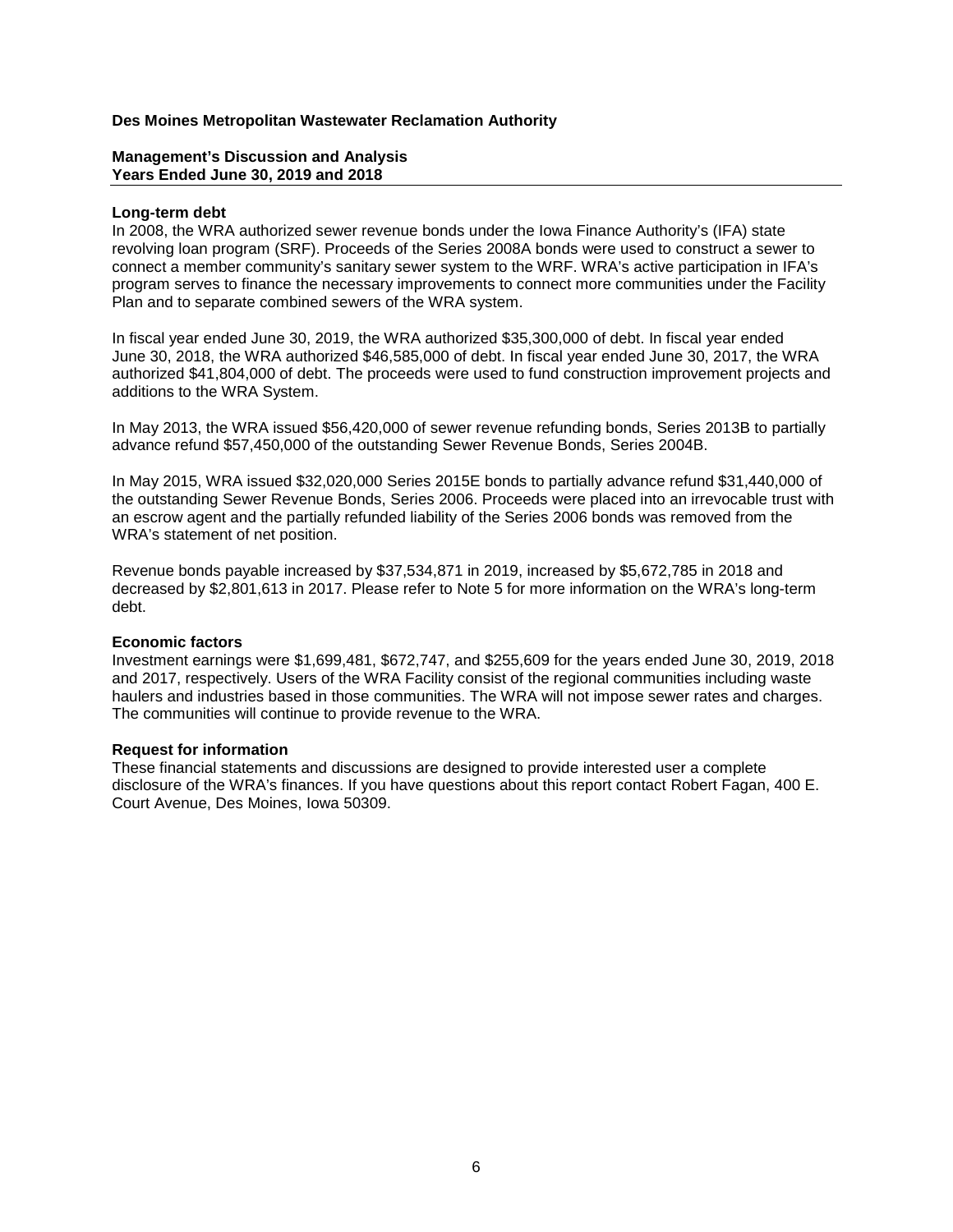**Des Moines Metropolitan Wastewater Reclamation Authority**

**Management's Discussion and Analysis**
**Years Ended June 30, 2019 and 2018**

**Long-term debt**

In 2008, the WRA authorized sewer revenue bonds under the Iowa Finance Authority's (IFA) state revolving loan program (SRF). Proceeds of the Series 2008A bonds were used to construct a sewer to connect a member community's sanitary sewer system to the WRF. WRA's active participation in IFA's program serves to finance the necessary improvements to connect more communities under the Facility Plan and to separate combined sewers of the WRA system.

In fiscal year ended June 30, 2019, the WRA authorized \$35,300,000 of debt. In fiscal year ended June 30, 2018, the WRA authorized \$46,585,000 of debt. In fiscal year ended June 30, 2017, the WRA authorized \$41,804,000 of debt. The proceeds were used to fund construction improvement projects and additions to the WRA System.

In May 2013, the WRA issued \$56,420,000 of sewer revenue refunding bonds, Series 2013B to partially advance refund \$57,450,000 of the outstanding Sewer Revenue Bonds, Series 2004B.

In May 2015, WRA issued \$32,020,000 Series 2015E bonds to partially advance refund \$31,440,000 of the outstanding Sewer Revenue Bonds, Series 2006. Proceeds were placed into an irrevocable trust with an escrow agent and the partially refunded liability of the Series 2006 bonds was removed from the WRA's statement of net position.

Revenue bonds payable increased by \$37,534,871 in 2019, increased by \$5,672,785 in 2018 and decreased by \$2,801,613 in 2017. Please refer to Note 5 for more information on the WRA's long-term debt.

**Economic factors**

Investment earnings were \$1,699,481, \$672,747, and \$255,609 for the years ended June 30, 2019, 2018 and 2017, respectively. Users of the WRA Facility consist of the regional communities including waste haulers and industries based in those communities. The WRA will not impose sewer rates and charges. The communities will continue to provide revenue to the WRA.

**Request for information**

These financial statements and discussions are designed to provide interested user a complete disclosure of the WRA's finances. If you have questions about this report contact Robert Fagan, 400 E. Court Avenue, Des Moines, Iowa 50309.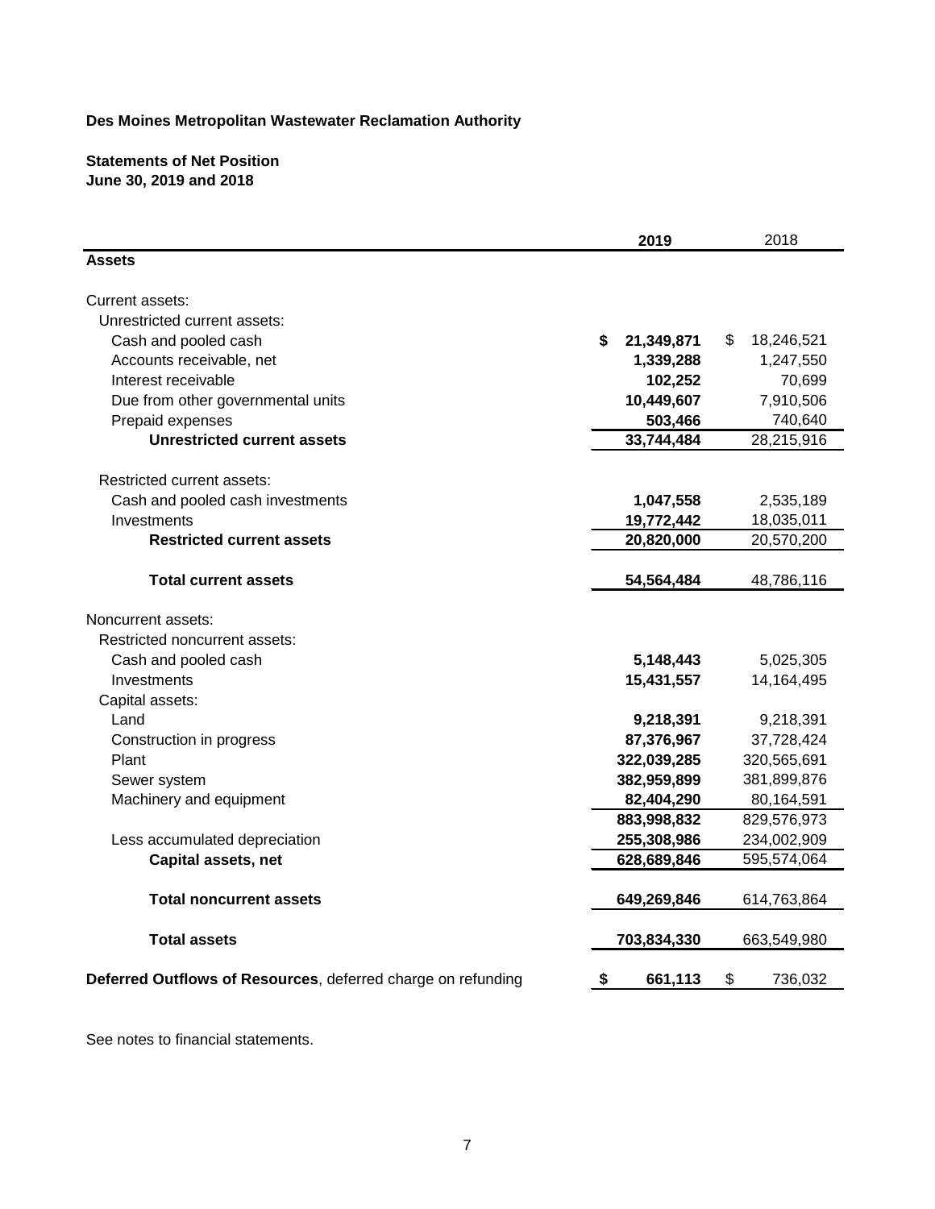**Des Moines Metropolitan Wastewater Reclamation Authority**

**Statements of Net Position**
**June 30, 2019 and 2018**

| | **2019** | 2018 |
|---|---|---|
| **Assets** | | |
| Current assets: | | |
| Unrestricted current assets: | | |
| Cash and pooled cash | **$ 21,349,871** | $ 18,246,521 |
| Accounts receivable, net | **1,339,288** | 1,247,550 |
| Interest receivable | **102,252** | 70,699 |
| Due from other governmental units | **10,449,607** | 7,910,506 |
| Prepaid expenses | **503,466** | 740,640 |
| **Unrestricted current assets** | **33,744,484** | 28,215,916 |
| Restricted current assets: | | |
| Cash and pooled cash investments | **1,047,558** | 2,535,189 |
| Investments | **19,772,442** | 18,035,011 |
| **Restricted current assets** | **20,820,000** | 20,570,200 |
| **Total current assets** | **54,564,484** | 48,786,116 |
| Noncurrent assets: | | |
| Restricted noncurrent assets: | | |
| Cash and pooled cash | **5,148,443** | 5,025,305 |
| Investments | **15,431,557** | 14,164,495 |
| Capital assets: | | |
| Land | **9,218,391** | 9,218,391 |
| Construction in progress | **87,376,967** | 37,728,424 |
| Plant | **322,039,285** | 320,565,691 |
| Sewer system | **382,959,899** | 381,899,876 |
| Machinery and equipment | **82,404,290** | 80,164,591 |
| | **883,998,832** | 829,576,973 |
| Less accumulated depreciation | **255,308,986** | 234,002,909 |
| **Capital assets, net** | **628,689,846** | 595,574,064 |
| **Total noncurrent assets** | **649,269,846** | 614,763,864 |
| **Total assets** | **703,834,330** | 663,549,980 |
| **Deferred Outflows of Resources**, deferred charge on refunding | **$ 661,113** | $ 736,032 |

See notes to financial statements.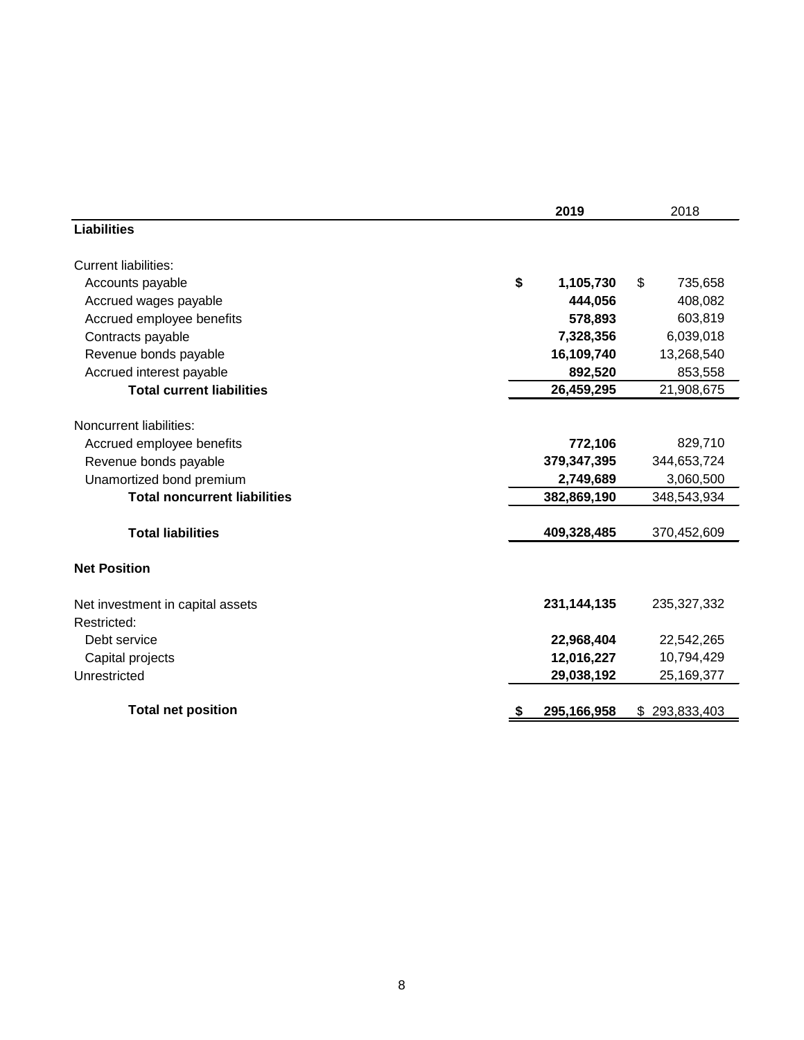| | 2019 | 2018 |
|---|---|---|
| **Liabilities** | | |
| Current liabilities: | | |
| Accounts payable | **$ 1,105,730** | $ 735,658 |
| Accrued wages payable | **444,056** | 408,082 |
| Accrued employee benefits | **578,893** | 603,819 |
| Contracts payable | **7,328,356** | 6,039,018 |
| Revenue bonds payable | **16,109,740** | 13,268,540 |
| Accrued interest payable | **892,520** | 853,558 |
| **Total current liabilities** | **26,459,295** | 21,908,675 |
| Noncurrent liabilities: | | |
| Accrued employee benefits | **772,106** | 829,710 |
| Revenue bonds payable | **379,347,395** | 344,653,724 |
| Unamortized bond premium | **2,749,689** | 3,060,500 |
| **Total noncurrent liabilities** | **382,869,190** | 348,543,934 |
| **Total liabilities** | **409,328,485** | 370,452,609 |
| **Net Position** | | |
| Net investment in capital assets | **231,144,135** | 235,327,332 |
| Restricted: | | |
| Debt service | **22,968,404** | 22,542,265 |
| Capital projects | **12,016,227** | 10,794,429 |
| Unrestricted | **29,038,192** | 25,169,377 |
| **Total net position** | **$ 295,166,958** | $ 293,833,403 |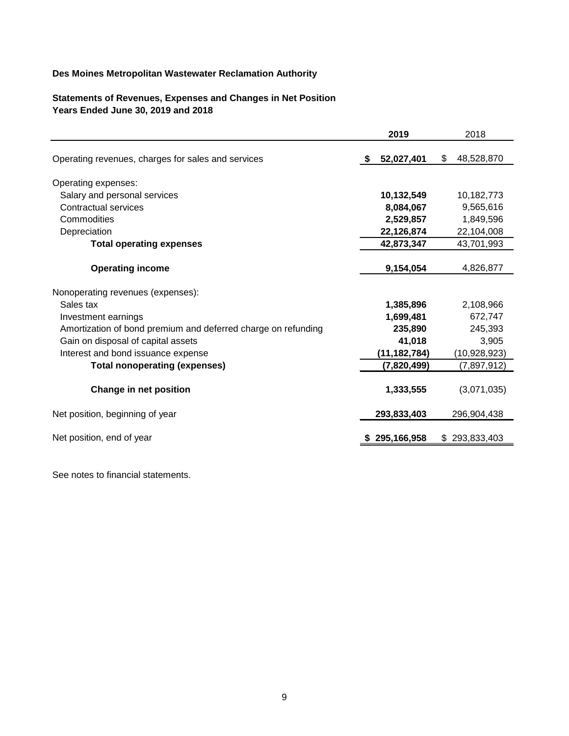**Des Moines Metropolitan Wastewater Reclamation Authority**

**Statements of Revenues, Expenses and Changes in Net Position**
**Years Ended June 30, 2019 and 2018**

| | 2019 | 2018 |
|---|---|---|
| Operating revenues, charges for sales and services | **$ 52,027,401** | $ 48,528,870 |
| Operating expenses: | | |
| Salary and personal services | **10,132,549** | 10,182,773 |
| Contractual services | **8,084,067** | 9,565,616 |
| Commodities | **2,529,857** | 1,849,596 |
| Depreciation | **22,126,874** | 22,104,008 |
| **Total operating expenses** | **42,873,347** | 43,701,993 |
| **Operating income** | **9,154,054** | 4,826,877 |
| Nonoperating revenues (expenses): | | |
| Sales tax | **1,385,896** | 2,108,966 |
| Investment earnings | **1,699,481** | 672,747 |
| Amortization of bond premium and deferred charge on refunding | **235,890** | 245,393 |
| Gain on disposal of capital assets | **41,018** | 3,905 |
| Interest and bond issuance expense | **(11,182,784)** | (10,928,923) |
| **Total nonoperating (expenses)** | **(7,820,499)** | (7,897,912) |
| **Change in net position** | **1,333,555** | (3,071,035) |
| Net position, beginning of year | **293,833,403** | 296,904,438 |
| Net position, end of year | **$ 295,166,958** | $ 293,833,403 |

See notes to financial statements.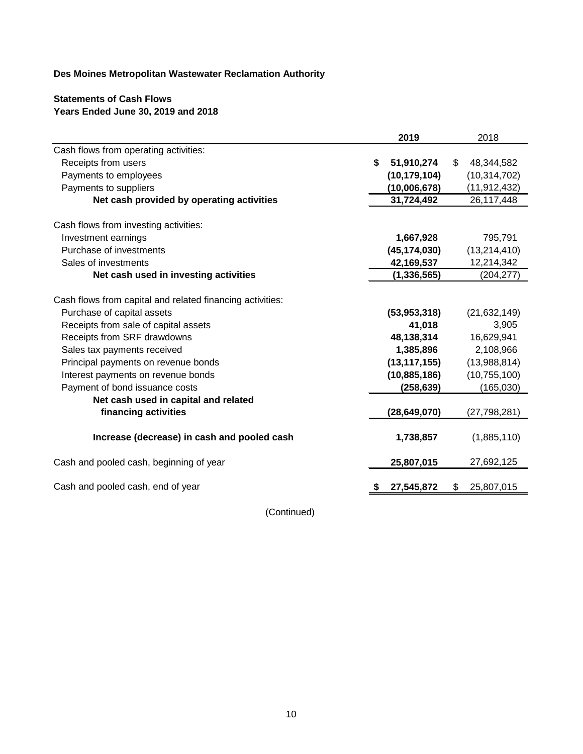**Des Moines Metropolitan Wastewater Reclamation Authority**

**Statements of Cash Flows**
**Years Ended June 30, 2019 and 2018**

| | **2019** | 2018 |
|---|---|---|
| Cash flows from operating activities: | | |
| Receipts from users | **$ 51,910,274** | $ 48,344,582 |
| Payments to employees | **(10,179,104)** | (10,314,702) |
| Payments to suppliers | **(10,006,678)** | (11,912,432) |
| **Net cash provided by operating activities** | **31,724,492** | 26,117,448 |
| Cash flows from investing activities: | | |
| Investment earnings | **1,667,928** | 795,791 |
| Purchase of investments | **(45,174,030)** | (13,214,410) |
| Sales of investments | **42,169,537** | 12,214,342 |
| **Net cash used in investing activities** | **(1,336,565)** | (204,277) |
| Cash flows from capital and related financing activities: | | |
| Purchase of capital assets | **(53,953,318)** | (21,632,149) |
| Receipts from sale of capital assets | **41,018** | 3,905 |
| Receipts from SRF drawdowns | **48,138,314** | 16,629,941 |
| Sales tax payments received | **1,385,896** | 2,108,966 |
| Principal payments on revenue bonds | **(13,117,155)** | (13,988,814) |
| Interest payments on revenue bonds | **(10,885,186)** | (10,755,100) |
| Payment of bond issuance costs | **(258,639)** | (165,030) |
| **Net cash used in capital and related financing activities** | **(28,649,070)** | (27,798,281) |
| **Increase (decrease) in cash and pooled cash** | **1,738,857** | (1,885,110) |
| Cash and pooled cash, beginning of year | **25,807,015** | 27,692,125 |
| Cash and pooled cash, end of year | **$ 27,545,872** | $ 25,807,015 |

(Continued)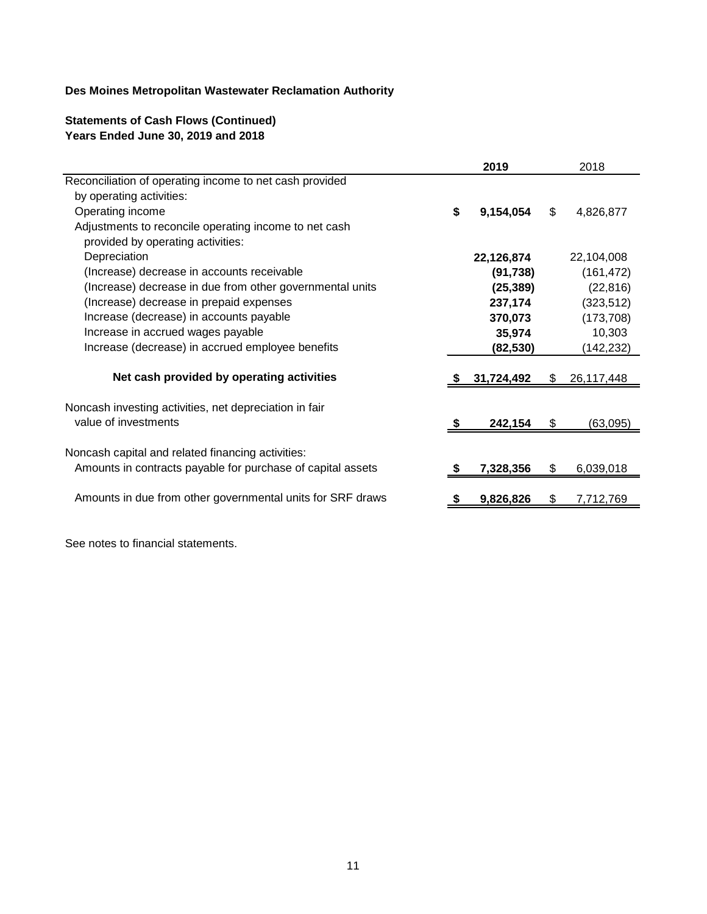**Des Moines Metropolitan Wastewater Reclamation Authority**

**Statements of Cash Flows (Continued)**
**Years Ended June 30, 2019 and 2018**

| | 2019 | 2018 |
|---|---|---|
| Reconciliation of operating income to net cash provided by operating activities: | | |
| Operating income | $ 9,154,054 | $ 4,826,877 |
| Adjustments to reconcile operating income to net cash provided by operating activities: | | |
| Depreciation | 22,126,874 | 22,104,008 |
| (Increase) decrease in accounts receivable | (91,738) | (161,472) |
| (Increase) decrease in due from other governmental units | (25,389) | (22,816) |
| (Increase) decrease in prepaid expenses | 237,174 | (323,512) |
| Increase (decrease) in accounts payable | 370,073 | (173,708) |
| Increase in accrued wages payable | 35,974 | 10,303 |
| Increase (decrease) in accrued employee benefits | (82,530) | (142,232) |
| **Net cash provided by operating activities** | **$ 31,724,492** | $ 26,117,448 |
| Noncash investing activities, net depreciation in fair value of investments | $ 242,154 | $ (63,095) |
| Noncash capital and related financing activities: | | |
| Amounts in contracts payable for purchase of capital assets | $ 7,328,356 | $ 6,039,018 |
| Amounts in due from other governmental units for SRF draws | $ 9,826,826 | $ 7,712,769 |

See notes to financial statements.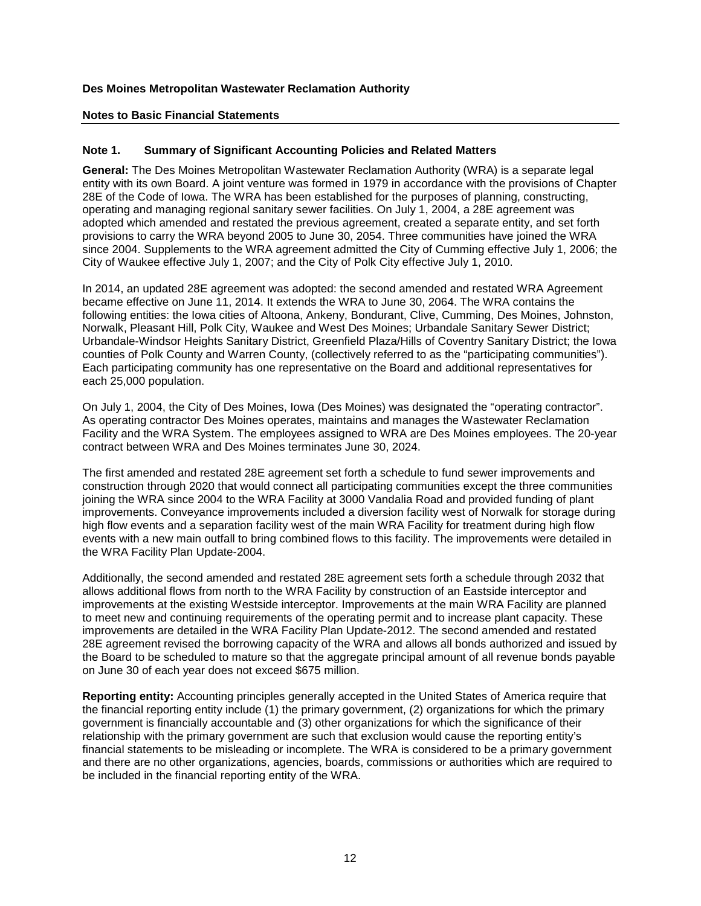**Des Moines Metropolitan Wastewater Reclamation Authority**

**Notes to Basic Financial Statements**

## Note 1. Summary of Significant Accounting Policies and Related Matters

**General:** The Des Moines Metropolitan Wastewater Reclamation Authority (WRA) is a separate legal entity with its own Board. A joint venture was formed in 1979 in accordance with the provisions of Chapter 28E of the Code of Iowa. The WRA has been established for the purposes of planning, constructing, operating and managing regional sanitary sewer facilities. On July 1, 2004, a 28E agreement was adopted which amended and restated the previous agreement, created a separate entity, and set forth provisions to carry the WRA beyond 2005 to June 30, 2054. Three communities have joined the WRA since 2004. Supplements to the WRA agreement admitted the City of Cumming effective July 1, 2006; the City of Waukee effective July 1, 2007; and the City of Polk City effective July 1, 2010.

In 2014, an updated 28E agreement was adopted: the second amended and restated WRA Agreement became effective on June 11, 2014. It extends the WRA to June 30, 2064. The WRA contains the following entities: the Iowa cities of Altoona, Ankeny, Bondurant, Clive, Cumming, Des Moines, Johnston, Norwalk, Pleasant Hill, Polk City, Waukee and West Des Moines; Urbandale Sanitary Sewer District; Urbandale-Windsor Heights Sanitary District, Greenfield Plaza/Hills of Coventry Sanitary District; the Iowa counties of Polk County and Warren County, (collectively referred to as the "participating communities"). Each participating community has one representative on the Board and additional representatives for each 25,000 population.

On July 1, 2004, the City of Des Moines, Iowa (Des Moines) was designated the "operating contractor". As operating contractor Des Moines operates, maintains and manages the Wastewater Reclamation Facility and the WRA System. The employees assigned to WRA are Des Moines employees. The 20-year contract between WRA and Des Moines terminates June 30, 2024.

The first amended and restated 28E agreement set forth a schedule to fund sewer improvements and construction through 2020 that would connect all participating communities except the three communities joining the WRA since 2004 to the WRA Facility at 3000 Vandalia Road and provided funding of plant improvements. Conveyance improvements included a diversion facility west of Norwalk for storage during high flow events and a separation facility west of the main WRA Facility for treatment during high flow events with a new main outfall to bring combined flows to this facility. The improvements were detailed in the WRA Facility Plan Update-2004.

Additionally, the second amended and restated 28E agreement sets forth a schedule through 2032 that allows additional flows from north to the WRA Facility by construction of an Eastside interceptor and improvements at the existing Westside interceptor. Improvements at the main WRA Facility are planned to meet new and continuing requirements of the operating permit and to increase plant capacity. These improvements are detailed in the WRA Facility Plan Update-2012. The second amended and restated 28E agreement revised the borrowing capacity of the WRA and allows all bonds authorized and issued by the Board to be scheduled to mature so that the aggregate principal amount of all revenue bonds payable on June 30 of each year does not exceed $675 million.

**Reporting entity:** Accounting principles generally accepted in the United States of America require that the financial reporting entity include (1) the primary government, (2) organizations for which the primary government is financially accountable and (3) other organizations for which the significance of their relationship with the primary government are such that exclusion would cause the reporting entity's financial statements to be misleading or incomplete. The WRA is considered to be a primary government and there are no other organizations, agencies, boards, commissions or authorities which are required to be included in the financial reporting entity of the WRA.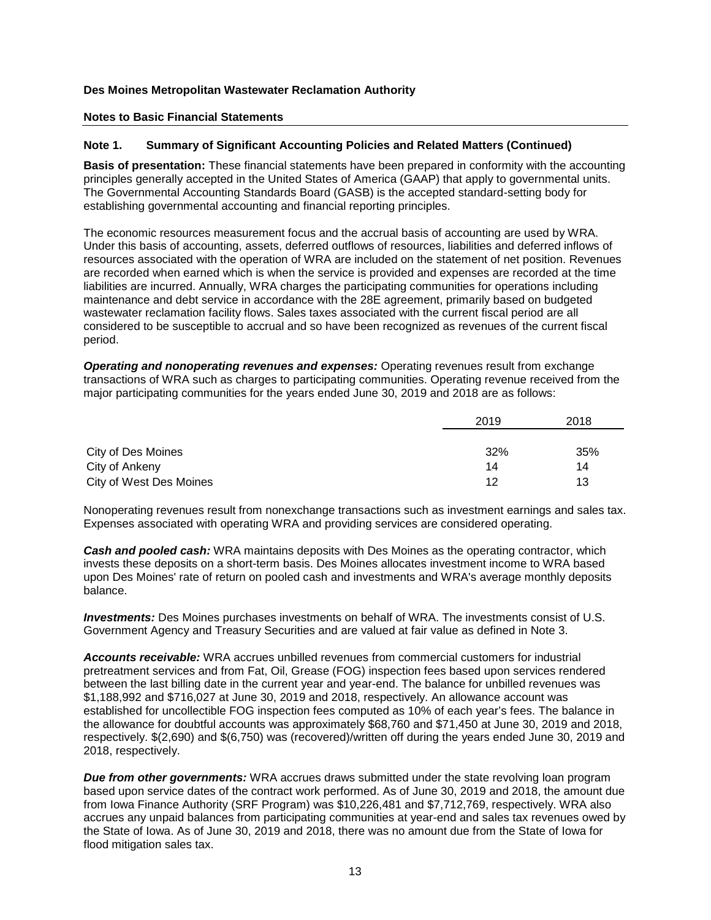**Des Moines Metropolitan Wastewater Reclamation Authority**

**Notes to Basic Financial Statements**

**Note 1. Summary of Significant Accounting Policies and Related Matters (Continued)**

**Basis of presentation:** These financial statements have been prepared in conformity with the accounting principles generally accepted in the United States of America (GAAP) that apply to governmental units. The Governmental Accounting Standards Board (GASB) is the accepted standard-setting body for establishing governmental accounting and financial reporting principles.

The economic resources measurement focus and the accrual basis of accounting are used by WRA. Under this basis of accounting, assets, deferred outflows of resources, liabilities and deferred inflows of resources associated with the operation of WRA are included on the statement of net position. Revenues are recorded when earned which is when the service is provided and expenses are recorded at the time liabilities are incurred. Annually, WRA charges the participating communities for operations including maintenance and debt service in accordance with the 28E agreement, primarily based on budgeted wastewater reclamation facility flows. Sales taxes associated with the current fiscal period are all considered to be susceptible to accrual and so have been recognized as revenues of the current fiscal period.

***Operating and nonoperating revenues and expenses:*** Operating revenues result from exchange transactions of WRA such as charges to participating communities. Operating revenue received from the major participating communities for the years ended June 30, 2019 and 2018 are as follows:

| | 2019 | 2018 |
|---|---|---|
| City of Des Moines | 32% | 35% |
| City of Ankeny | 14 | 14 |
| City of West Des Moines | 12 | 13 |

Nonoperating revenues result from nonexchange transactions such as investment earnings and sales tax. Expenses associated with operating WRA and providing services are considered operating.

***Cash and pooled cash:*** WRA maintains deposits with Des Moines as the operating contractor, which invests these deposits on a short-term basis. Des Moines allocates investment income to WRA based upon Des Moines' rate of return on pooled cash and investments and WRA's average monthly deposits balance.

***Investments:*** Des Moines purchases investments on behalf of WRA. The investments consist of U.S. Government Agency and Treasury Securities and are valued at fair value as defined in Note 3.

***Accounts receivable:*** WRA accrues unbilled revenues from commercial customers for industrial pretreatment services and from Fat, Oil, Grease (FOG) inspection fees based upon services rendered between the last billing date in the current year and year-end. The balance for unbilled revenues was $1,188,992 and $716,027 at June 30, 2019 and 2018, respectively. An allowance account was established for uncollectible FOG inspection fees computed as 10% of each year's fees. The balance in the allowance for doubtful accounts was approximately $68,760 and $71,450 at June 30, 2019 and 2018, respectively. $(2,690) and $(6,750) was (recovered)/written off during the years ended June 30, 2019 and 2018, respectively.

***Due from other governments:*** WRA accrues draws submitted under the state revolving loan program based upon service dates of the contract work performed. As of June 30, 2019 and 2018, the amount due from Iowa Finance Authority (SRF Program) was $10,226,481 and $7,712,769, respectively. WRA also accrues any unpaid balances from participating communities at year-end and sales tax revenues owed by the State of Iowa. As of June 30, 2019 and 2018, there was no amount due from the State of Iowa for flood mitigation sales tax.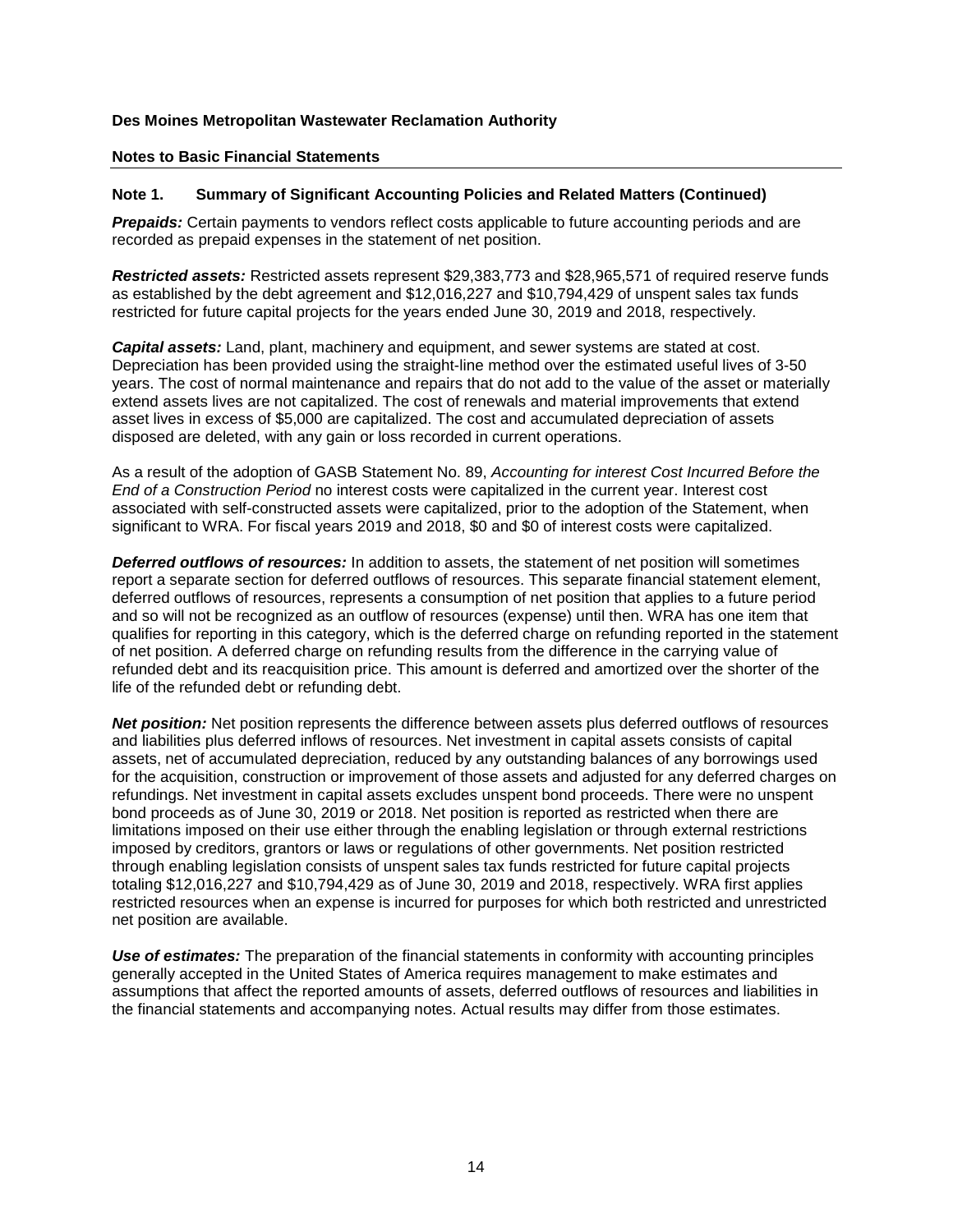**Des Moines Metropolitan Wastewater Reclamation Authority**

**Notes to Basic Financial Statements**

**Note 1. Summary of Significant Accounting Policies and Related Matters (Continued)**

***Prepaids:*** Certain payments to vendors reflect costs applicable to future accounting periods and are recorded as prepaid expenses in the statement of net position.

***Restricted assets:*** Restricted assets represent $29,383,773 and $28,965,571 of required reserve funds as established by the debt agreement and $12,016,227 and $10,794,429 of unspent sales tax funds restricted for future capital projects for the years ended June 30, 2019 and 2018, respectively.

***Capital assets:*** Land, plant, machinery and equipment, and sewer systems are stated at cost. Depreciation has been provided using the straight-line method over the estimated useful lives of 3-50 years. The cost of normal maintenance and repairs that do not add to the value of the asset or materially extend assets lives are not capitalized. The cost of renewals and material improvements that extend asset lives in excess of $5,000 are capitalized. The cost and accumulated depreciation of assets disposed are deleted, with any gain or loss recorded in current operations.

As a result of the adoption of GASB Statement No. 89, *Accounting for interest Cost Incurred Before the End of a Construction Period* no interest costs were capitalized in the current year. Interest cost associated with self-constructed assets were capitalized, prior to the adoption of the Statement, when significant to WRA. For fiscal years 2019 and 2018, $0 and $0 of interest costs were capitalized.

***Deferred outflows of resources:*** In addition to assets, the statement of net position will sometimes report a separate section for deferred outflows of resources. This separate financial statement element, deferred outflows of resources, represents a consumption of net position that applies to a future period and so will not be recognized as an outflow of resources (expense) until then. WRA has one item that qualifies for reporting in this category, which is the deferred charge on refunding reported in the statement of net position. A deferred charge on refunding results from the difference in the carrying value of refunded debt and its reacquisition price. This amount is deferred and amortized over the shorter of the life of the refunded debt or refunding debt.

***Net position:*** Net position represents the difference between assets plus deferred outflows of resources and liabilities plus deferred inflows of resources. Net investment in capital assets consists of capital assets, net of accumulated depreciation, reduced by any outstanding balances of any borrowings used for the acquisition, construction or improvement of those assets and adjusted for any deferred charges on refundings. Net investment in capital assets excludes unspent bond proceeds. There were no unspent bond proceeds as of June 30, 2019 or 2018. Net position is reported as restricted when there are limitations imposed on their use either through the enabling legislation or through external restrictions imposed by creditors, grantors or laws or regulations of other governments. Net position restricted through enabling legislation consists of unspent sales tax funds restricted for future capital projects totaling $12,016,227 and $10,794,429 as of June 30, 2019 and 2018, respectively. WRA first applies restricted resources when an expense is incurred for purposes for which both restricted and unrestricted net position are available.

***Use of estimates:*** The preparation of the financial statements in conformity with accounting principles generally accepted in the United States of America requires management to make estimates and assumptions that affect the reported amounts of assets, deferred outflows of resources and liabilities in the financial statements and accompanying notes. Actual results may differ from those estimates.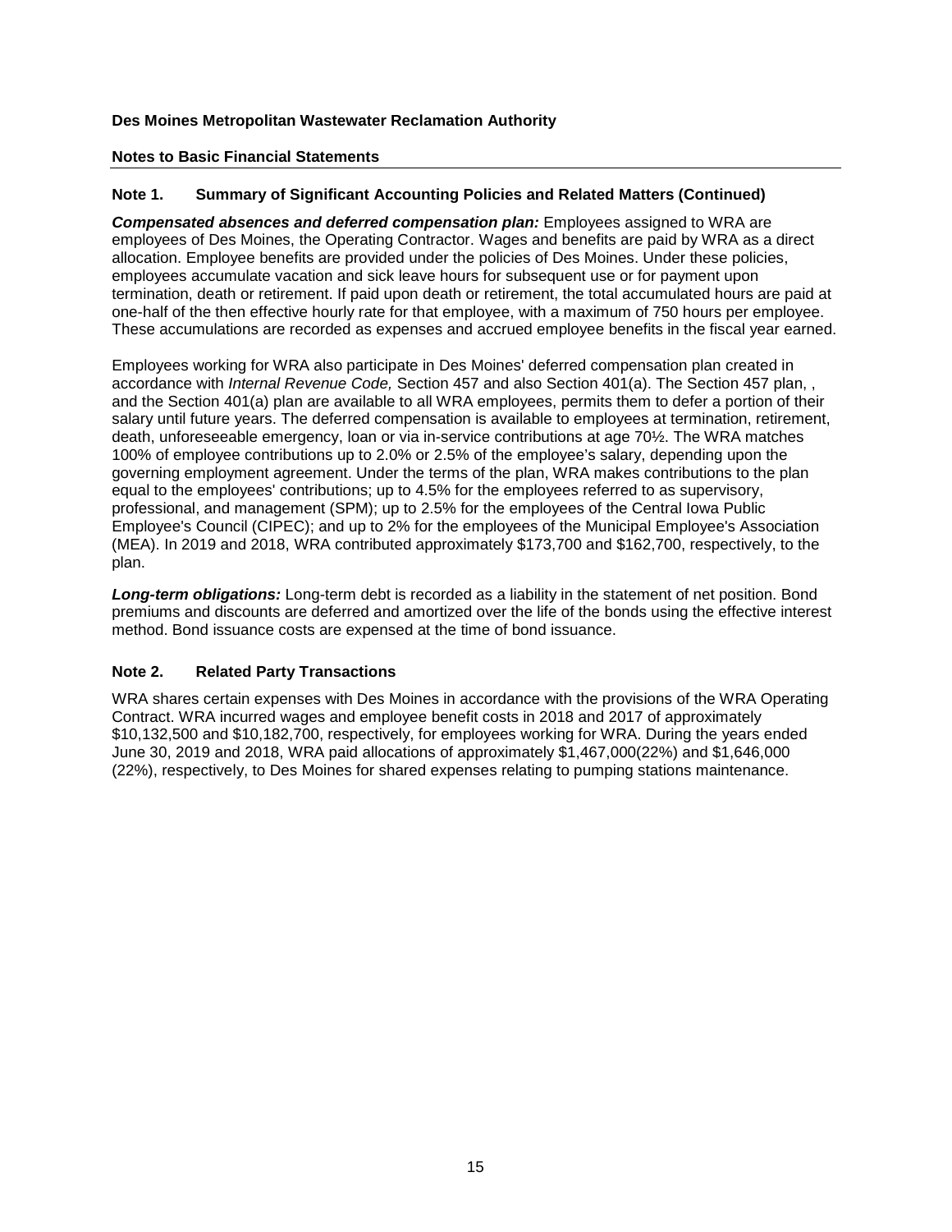**Des Moines Metropolitan Wastewater Reclamation Authority**

**Notes to Basic Financial Statements**

---

### Note 1. Summary of Significant Accounting Policies and Related Matters (Continued)

***Compensated absences and deferred compensation plan:*** Employees assigned to WRA are employees of Des Moines, the Operating Contractor. Wages and benefits are paid by WRA as a direct allocation. Employee benefits are provided under the policies of Des Moines. Under these policies, employees accumulate vacation and sick leave hours for subsequent use or for payment upon termination, death or retirement. If paid upon death or retirement, the total accumulated hours are paid at one-half of the then effective hourly rate for that employee, with a maximum of 750 hours per employee. These accumulations are recorded as expenses and accrued employee benefits in the fiscal year earned.

Employees working for WRA also participate in Des Moines' deferred compensation plan created in accordance with *Internal Revenue Code,* Section 457 and also Section 401(a). The Section 457 plan, , and the Section 401(a) plan are available to all WRA employees, permits them to defer a portion of their salary until future years. The deferred compensation is available to employees at termination, retirement, death, unforeseeable emergency, loan or via in-service contributions at age 70½. The WRA matches 100% of employee contributions up to 2.0% or 2.5% of the employee's salary, depending upon the governing employment agreement. Under the terms of the plan, WRA makes contributions to the plan equal to the employees' contributions; up to 4.5% for the employees referred to as supervisory, professional, and management (SPM); up to 2.5% for the employees of the Central Iowa Public Employee's Council (CIPEC); and up to 2% for the employees of the Municipal Employee's Association (MEA). In 2019 and 2018, WRA contributed approximately $173,700 and $162,700, respectively, to the plan.

***Long-term obligations:*** Long-term debt is recorded as a liability in the statement of net position. Bond premiums and discounts are deferred and amortized over the life of the bonds using the effective interest method. Bond issuance costs are expensed at the time of bond issuance.

### Note 2. Related Party Transactions

WRA shares certain expenses with Des Moines in accordance with the provisions of the WRA Operating Contract. WRA incurred wages and employee benefit costs in 2018 and 2017 of approximately $10,132,500 and $10,182,700, respectively, for employees working for WRA. During the years ended June 30, 2019 and 2018, WRA paid allocations of approximately $1,467,000(22%) and $1,646,000 (22%), respectively, to Des Moines for shared expenses relating to pumping stations maintenance.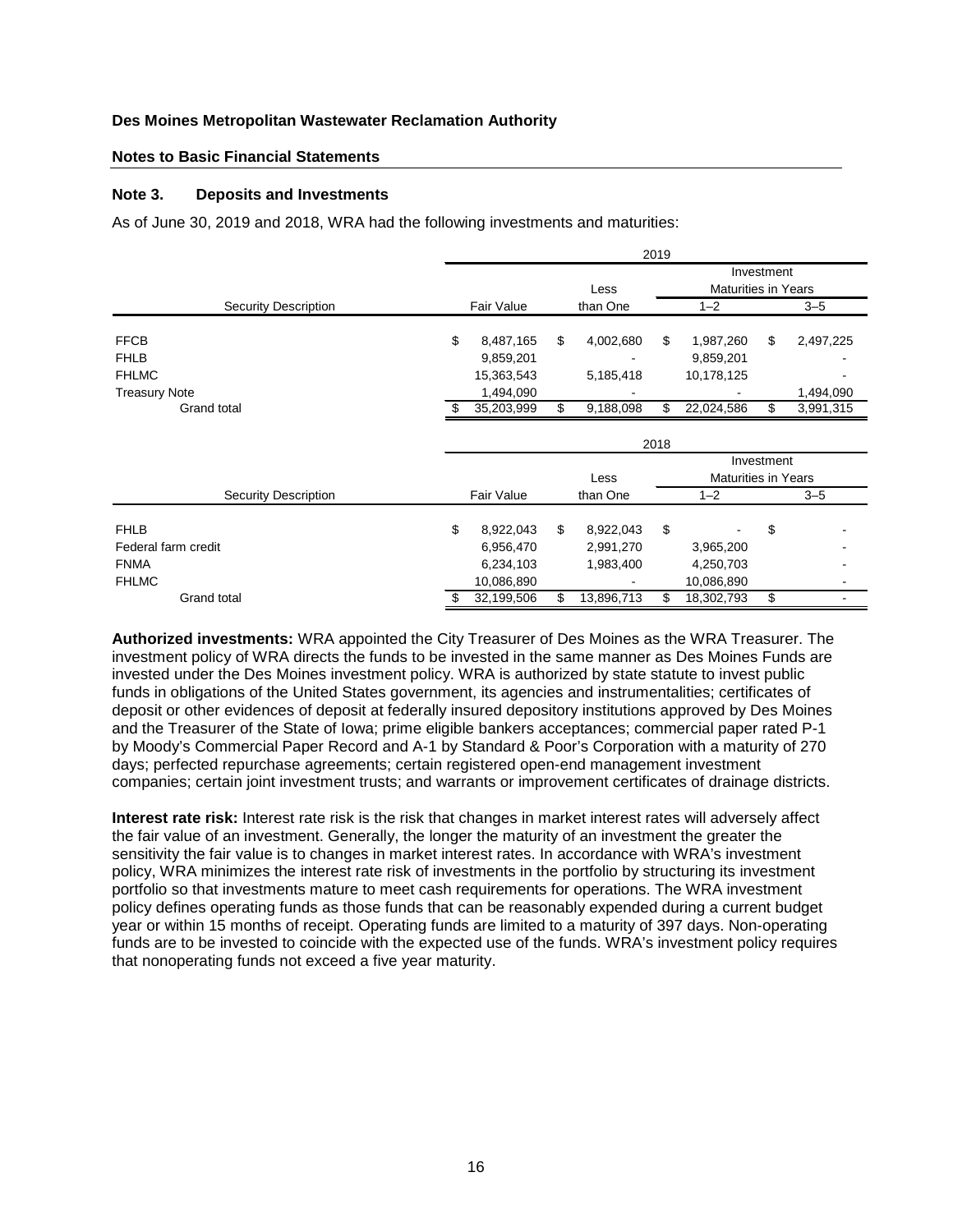**Des Moines Metropolitan Wastewater Reclamation Authority**

**Notes to Basic Financial Statements**

### Note 3. Deposits and Investments

As of June 30, 2019 and 2018, WRA had the following investments and maturities:

| | 2019 | | | |
|---|---|---|---|---|
| | | | Investment Maturities in Years | |
| Security Description | Fair Value | Less than One | 1–2 | 3–5 |
| FFCB | $ 8,487,165 | $ 4,002,680 | $ 1,987,260 | $ 2,497,225 |
| FHLB | 9,859,201 | - | 9,859,201 | - |
| FHLMC | 15,363,543 | 5,185,418 | 10,178,125 | - |
| Treasury Note | 1,494,090 | - | - | 1,494,090 |
| Grand total | $ 35,203,999 | $ 9,188,098 | $ 22,024,586 | $ 3,991,315 |

| | 2018 | | | |
|---|---|---|---|---|
| | | | Investment Maturities in Years | |
| Security Description | Fair Value | Less than One | 1–2 | 3–5 |
| FHLB | $ 8,922,043 | $ 8,922,043 | $ - | $ - |
| Federal farm credit | 6,956,470 | 2,991,270 | 3,965,200 | - |
| FNMA | 6,234,103 | 1,983,400 | 4,250,703 | - |
| FHLMC | 10,086,890 | - | 10,086,890 | - |
| Grand total | $ 32,199,506 | $ 13,896,713 | $ 18,302,793 | $ - |

**Authorized investments:** WRA appointed the City Treasurer of Des Moines as the WRA Treasurer. The investment policy of WRA directs the funds to be invested in the same manner as Des Moines Funds are invested under the Des Moines investment policy. WRA is authorized by state statute to invest public funds in obligations of the United States government, its agencies and instrumentalities; certificates of deposit or other evidences of deposit at federally insured depository institutions approved by Des Moines and the Treasurer of the State of Iowa; prime eligible bankers acceptances; commercial paper rated P-1 by Moody's Commercial Paper Record and A-1 by Standard & Poor's Corporation with a maturity of 270 days; perfected repurchase agreements; certain registered open-end management investment companies; certain joint investment trusts; and warrants or improvement certificates of drainage districts.

**Interest rate risk:** Interest rate risk is the risk that changes in market interest rates will adversely affect the fair value of an investment. Generally, the longer the maturity of an investment the greater the sensitivity the fair value is to changes in market interest rates. In accordance with WRA's investment policy, WRA minimizes the interest rate risk of investments in the portfolio by structuring its investment portfolio so that investments mature to meet cash requirements for operations. The WRA investment policy defines operating funds as those funds that can be reasonably expended during a current budget year or within 15 months of receipt. Operating funds are limited to a maturity of 397 days. Non-operating funds are to be invested to coincide with the expected use of the funds. WRA's investment policy requires that nonoperating funds not exceed a five year maturity.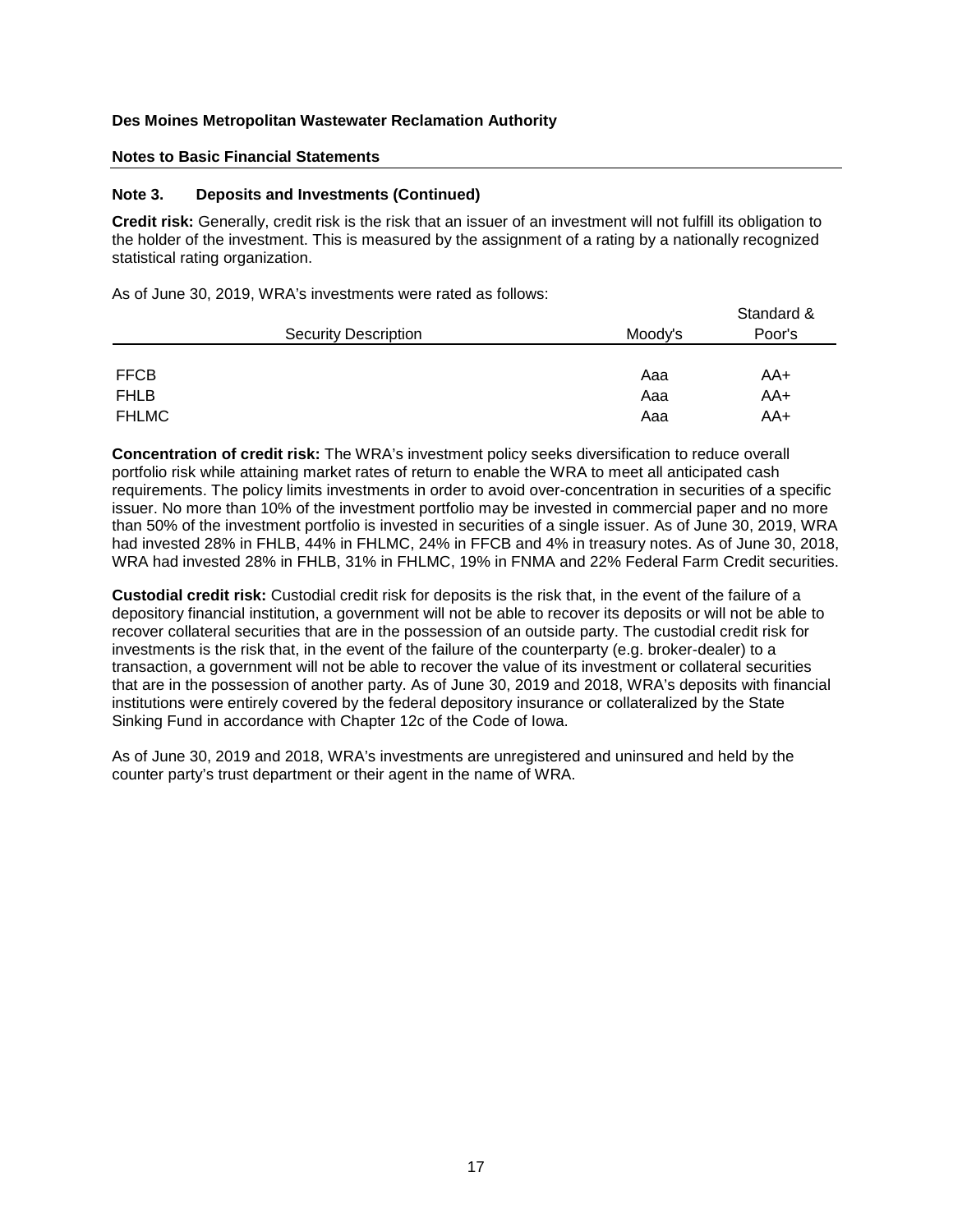**Des Moines Metropolitan Wastewater Reclamation Authority**

**Notes to Basic Financial Statements**

**Note 3. Deposits and Investments (Continued)**

**Credit risk:** Generally, credit risk is the risk that an issuer of an investment will not fulfill its obligation to the holder of the investment. This is measured by the assignment of a rating by a nationally recognized statistical rating organization.

As of June 30, 2019, WRA's investments were rated as follows:

| Security Description | Moody's | Standard & Poor's |
|---|---|---|
| FFCB | Aaa | AA+ |
| FHLB | Aaa | AA+ |
| FHLMC | Aaa | AA+ |

**Concentration of credit risk:** The WRA's investment policy seeks diversification to reduce overall portfolio risk while attaining market rates of return to enable the WRA to meet all anticipated cash requirements. The policy limits investments in order to avoid over-concentration in securities of a specific issuer. No more than 10% of the investment portfolio may be invested in commercial paper and no more than 50% of the investment portfolio is invested in securities of a single issuer. As of June 30, 2019, WRA had invested 28% in FHLB, 44% in FHLMC, 24% in FFCB and 4% in treasury notes. As of June 30, 2018, WRA had invested 28% in FHLB, 31% in FHLMC, 19% in FNMA and 22% Federal Farm Credit securities.

**Custodial credit risk:** Custodial credit risk for deposits is the risk that, in the event of the failure of a depository financial institution, a government will not be able to recover its deposits or will not be able to recover collateral securities that are in the possession of an outside party. The custodial credit risk for investments is the risk that, in the event of the failure of the counterparty (e.g. broker-dealer) to a transaction, a government will not be able to recover the value of its investment or collateral securities that are in the possession of another party. As of June 30, 2019 and 2018, WRA's deposits with financial institutions were entirely covered by the federal depository insurance or collateralized by the State Sinking Fund in accordance with Chapter 12c of the Code of Iowa.

As of June 30, 2019 and 2018, WRA's investments are unregistered and uninsured and held by the counter party's trust department or their agent in the name of WRA.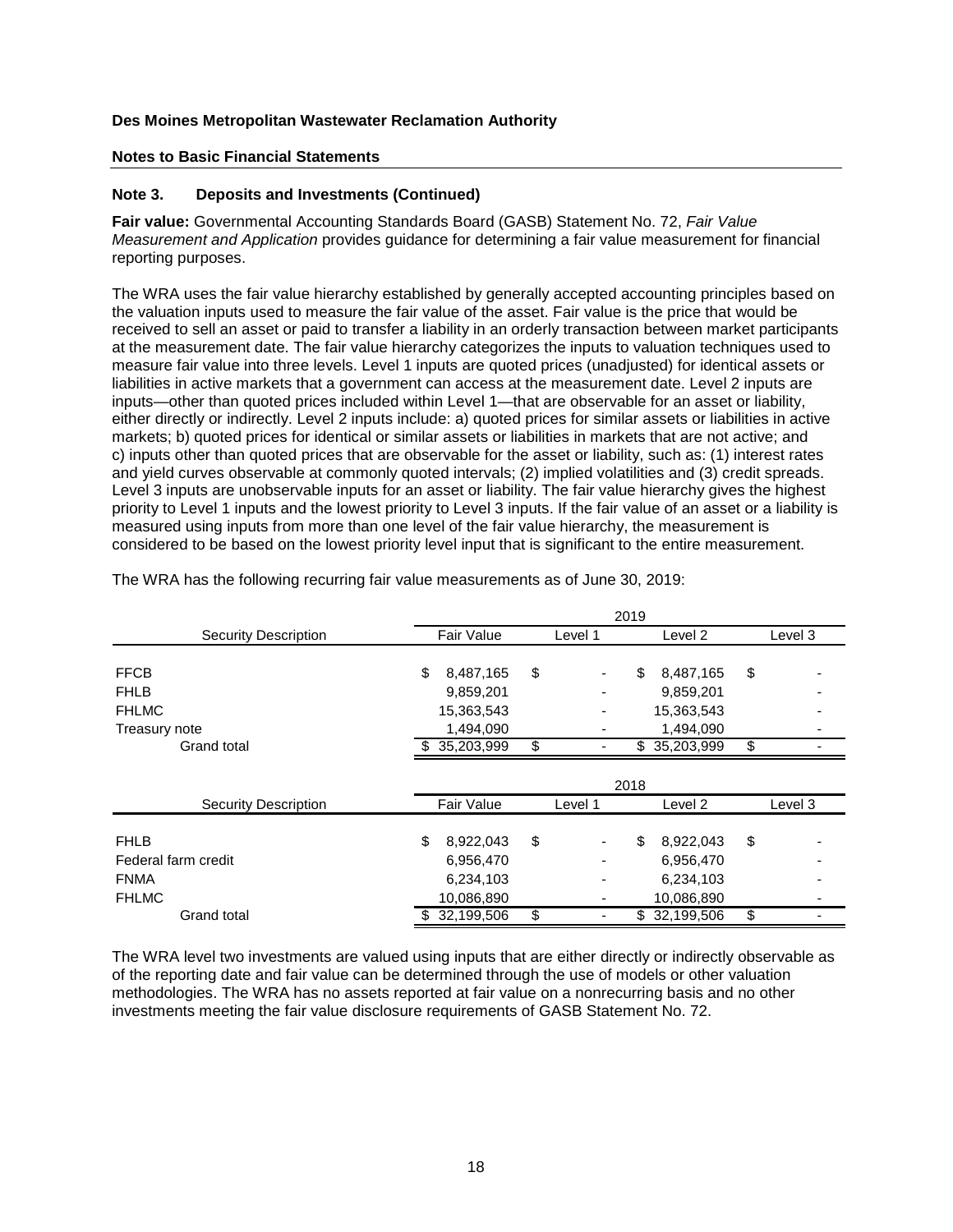**Des Moines Metropolitan Wastewater Reclamation Authority**

**Notes to Basic Financial Statements**

**Note 3. Deposits and Investments (Continued)**

**Fair value:** Governmental Accounting Standards Board (GASB) Statement No. 72, *Fair Value Measurement and Application* provides guidance for determining a fair value measurement for financial reporting purposes.

The WRA uses the fair value hierarchy established by generally accepted accounting principles based on the valuation inputs used to measure the fair value of the asset. Fair value is the price that would be received to sell an asset or paid to transfer a liability in an orderly transaction between market participants at the measurement date. The fair value hierarchy categorizes the inputs to valuation techniques used to measure fair value into three levels. Level 1 inputs are quoted prices (unadjusted) for identical assets or liabilities in active markets that a government can access at the measurement date. Level 2 inputs are inputs—other than quoted prices included within Level 1—that are observable for an asset or liability, either directly or indirectly. Level 2 inputs include: a) quoted prices for similar assets or liabilities in active markets; b) quoted prices for identical or similar assets or liabilities in markets that are not active; and c) inputs other than quoted prices that are observable for the asset or liability, such as: (1) interest rates and yield curves observable at commonly quoted intervals; (2) implied volatilities and (3) credit spreads. Level 3 inputs are unobservable inputs for an asset or liability. The fair value hierarchy gives the highest priority to Level 1 inputs and the lowest priority to Level 3 inputs. If the fair value of an asset or a liability is measured using inputs from more than one level of the fair value hierarchy, the measurement is considered to be based on the lowest priority level input that is significant to the entire measurement.

The WRA has the following recurring fair value measurements as of June 30, 2019:

| | 2019 | | | |
|---|---|---|---|---|
| Security Description | Fair Value | Level 1 | Level 2 | Level 3 |
| FFCB | $ 8,487,165 | $ - | $ 8,487,165 | $ - |
| FHLB | 9,859,201 | - | 9,859,201 | - |
| FHLMC | 15,363,543 | - | 15,363,543 | - |
| Treasury note | 1,494,090 | - | 1,494,090 | - |
| Grand total | $ 35,203,999 | $ - | $ 35,203,999 | $ - |

| | 2018 | | | |
|---|---|---|---|---|
| Security Description | Fair Value | Level 1 | Level 2 | Level 3 |
| FHLB | $ 8,922,043 | $ - | $ 8,922,043 | $ - |
| Federal farm credit | 6,956,470 | - | 6,956,470 | - |
| FNMA | 6,234,103 | - | 6,234,103 | - |
| FHLMC | 10,086,890 | - | 10,086,890 | - |
| Grand total | $ 32,199,506 | $ - | $ 32,199,506 | $ - |

The WRA level two investments are valued using inputs that are either directly or indirectly observable as of the reporting date and fair value can be determined through the use of models or other valuation methodologies. The WRA has no assets reported at fair value on a nonrecurring basis and no other investments meeting the fair value disclosure requirements of GASB Statement No. 72.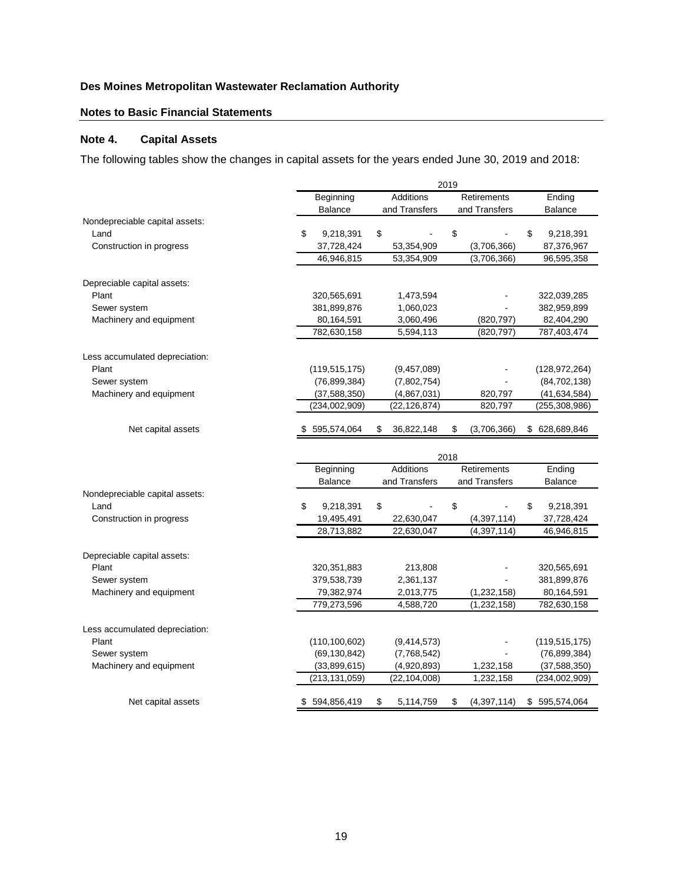**Des Moines Metropolitan Wastewater Reclamation Authority**

**Notes to Basic Financial Statements**

## Note 4. Capital Assets

The following tables show the changes in capital assets for the years ended June 30, 2019 and 2018:

| | 2019 | | | |
|---|---|---|---|---|
| | Beginning Balance | Additions and Transfers | Retirements and Transfers | Ending Balance |
| Nondepreciable capital assets: | | | | |
| Land | $ 9,218,391 | $ - | $ - | $ 9,218,391 |
| Construction in progress | 37,728,424 | 53,354,909 | (3,706,366) | 87,376,967 |
| | 46,946,815 | 53,354,909 | (3,706,366) | 96,595,358 |
| Depreciable capital assets: | | | | |
| Plant | 320,565,691 | 1,473,594 | - | 322,039,285 |
| Sewer system | 381,899,876 | 1,060,023 | - | 382,959,899 |
| Machinery and equipment | 80,164,591 | 3,060,496 | (820,797) | 82,404,290 |
| | 782,630,158 | 5,594,113 | (820,797) | 787,403,474 |
| Less accumulated depreciation: | | | | |
| Plant | (119,515,175) | (9,457,089) | - | (128,972,264) |
| Sewer system | (76,899,384) | (7,802,754) | - | (84,702,138) |
| Machinery and equipment | (37,588,350) | (4,867,031) | 820,797 | (41,634,584) |
| | (234,002,909) | (22,126,874) | 820,797 | (255,308,986) |
| Net capital assets | $ 595,574,064 | $ 36,822,148 | $ (3,706,366) | $ 628,689,846 |

| | 2018 | | | |
|---|---|---|---|---|
| | Beginning Balance | Additions and Transfers | Retirements and Transfers | Ending Balance |
| Nondepreciable capital assets: | | | | |
| Land | $ 9,218,391 | $ - | $ - | $ 9,218,391 |
| Construction in progress | 19,495,491 | 22,630,047 | (4,397,114) | 37,728,424 |
| | 28,713,882 | 22,630,047 | (4,397,114) | 46,946,815 |
| Depreciable capital assets: | | | | |
| Plant | 320,351,883 | 213,808 | - | 320,565,691 |
| Sewer system | 379,538,739 | 2,361,137 | - | 381,899,876 |
| Machinery and equipment | 79,382,974 | 2,013,775 | (1,232,158) | 80,164,591 |
| | 779,273,596 | 4,588,720 | (1,232,158) | 782,630,158 |
| Less accumulated depreciation: | | | | |
| Plant | (110,100,602) | (9,414,573) | - | (119,515,175) |
| Sewer system | (69,130,842) | (7,768,542) | - | (76,899,384) |
| Machinery and equipment | (33,899,615) | (4,920,893) | 1,232,158 | (37,588,350) |
| | (213,131,059) | (22,104,008) | 1,232,158 | (234,002,909) |
| Net capital assets | $ 594,856,419 | $ 5,114,759 | $ (4,397,114) | $ 595,574,064 |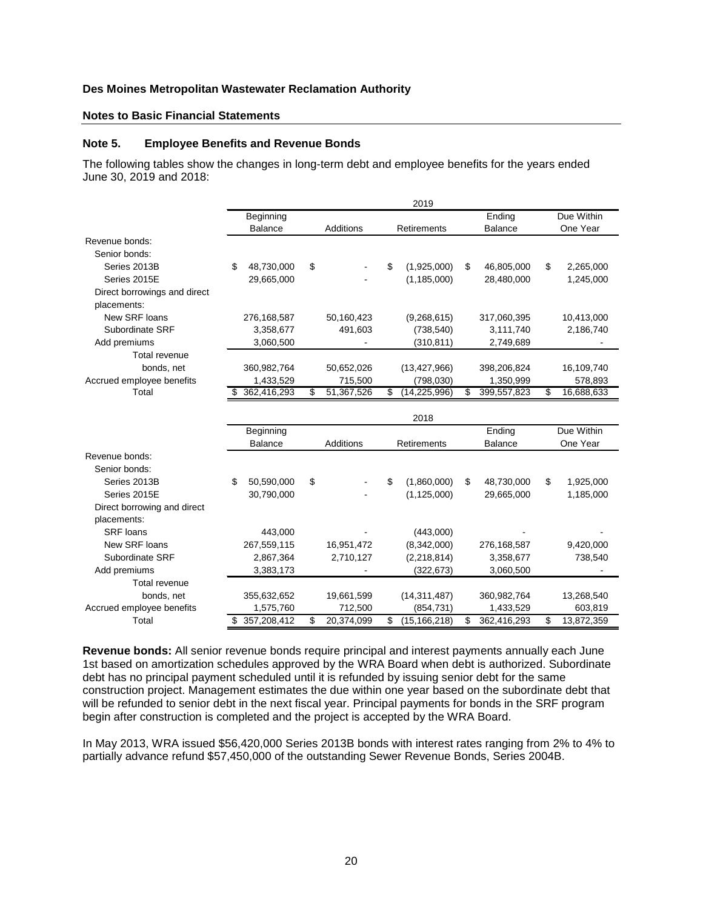**Des Moines Metropolitan Wastewater Reclamation Authority**

**Notes to Basic Financial Statements**

## Note 5. Employee Benefits and Revenue Bonds

The following tables show the changes in long-term debt and employee benefits for the years ended June 30, 2019 and 2018:

| | 2019 | | | | |
|---|---|---|---|---|---|
| | Beginning Balance | Additions | Retirements | Ending Balance | Due Within One Year |
| Revenue bonds: | | | | | |
| Senior bonds: | | | | | |
| Series 2013B | $ 48,730,000 | $ - | $ (1,925,000) | $ 46,805,000 | $ 2,265,000 |
| Series 2015E | 29,665,000 | - | (1,185,000) | 28,480,000 | 1,245,000 |
| Direct borrowings and direct placements: | | | | | |
| New SRF loans | 276,168,587 | 50,160,423 | (9,268,615) | 317,060,395 | 10,413,000 |
| Subordinate SRF | 3,358,677 | 491,603 | (738,540) | 3,111,740 | 2,186,740 |
| Add premiums | 3,060,500 | - | (310,811) | 2,749,689 | - |
| Total revenue bonds, net | 360,982,764 | 50,652,026 | (13,427,966) | 398,206,824 | 16,109,740 |
| Accrued employee benefits | 1,433,529 | 715,500 | (798,030) | 1,350,999 | 578,893 |
| Total | $ 362,416,293 | $ 51,367,526 | $ (14,225,996) | $ 399,557,823 | $ 16,688,633 |

| | 2018 | | | | |
|---|---|---|---|---|---|
| | Beginning Balance | Additions | Retirements | Ending Balance | Due Within One Year |
| Revenue bonds: | | | | | |
| Senior bonds: | | | | | |
| Series 2013B | $ 50,590,000 | $ - | $ (1,860,000) | $ 48,730,000 | $ 1,925,000 |
| Series 2015E | 30,790,000 | - | (1,125,000) | 29,665,000 | 1,185,000 |
| Direct borrowing and direct placements: | | | | | |
| SRF loans | 443,000 | - | (443,000) | - | - |
| New SRF loans | 267,559,115 | 16,951,472 | (8,342,000) | 276,168,587 | 9,420,000 |
| Subordinate SRF | 2,867,364 | 2,710,127 | (2,218,814) | 3,358,677 | 738,540 |
| Add premiums | 3,383,173 | - | (322,673) | 3,060,500 | - |
| Total revenue bonds, net | 355,632,652 | 19,661,599 | (14,311,487) | 360,982,764 | 13,268,540 |
| Accrued employee benefits | 1,575,760 | 712,500 | (854,731) | 1,433,529 | 603,819 |
| Total | $ 357,208,412 | $ 20,374,099 | $ (15,166,218) | $ 362,416,293 | $ 13,872,359 |

**Revenue bonds:** All senior revenue bonds require principal and interest payments annually each June 1st based on amortization schedules approved by the WRA Board when debt is authorized. Subordinate debt has no principal payment scheduled until it is refunded by issuing senior debt for the same construction project. Management estimates the due within one year based on the subordinate debt that will be refunded to senior debt in the next fiscal year. Principal payments for bonds in the SRF program begin after construction is completed and the project is accepted by the WRA Board.

In May 2013, WRA issued $56,420,000 Series 2013B bonds with interest rates ranging from 2% to 4% to partially advance refund $57,450,000 of the outstanding Sewer Revenue Bonds, Series 2004B.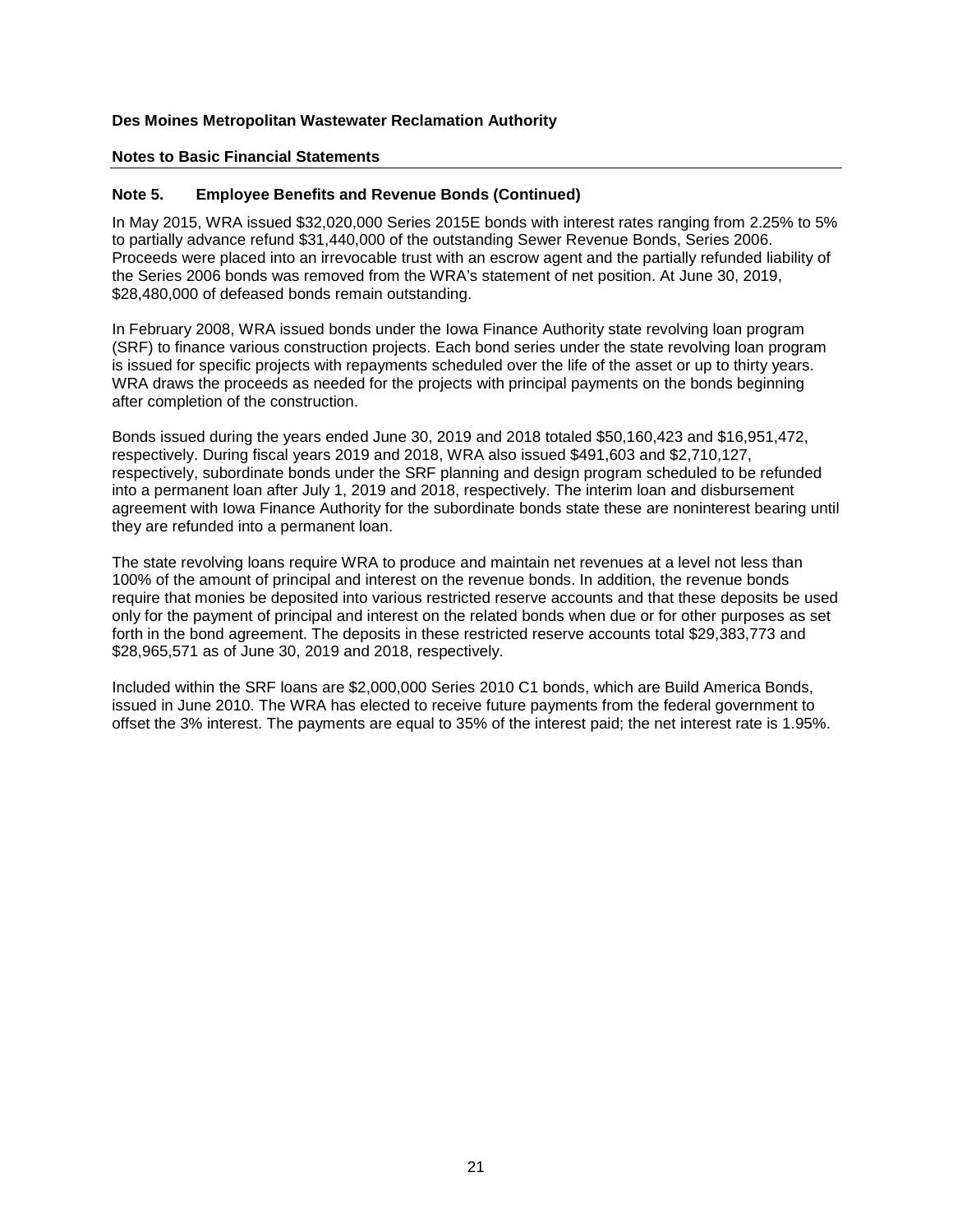**Des Moines Metropolitan Wastewater Reclamation Authority**

**Notes to Basic Financial Statements**

**Note 5. Employee Benefits and Revenue Bonds (Continued)**

In May 2015, WRA issued $32,020,000 Series 2015E bonds with interest rates ranging from 2.25% to 5% to partially advance refund $31,440,000 of the outstanding Sewer Revenue Bonds, Series 2006. Proceeds were placed into an irrevocable trust with an escrow agent and the partially refunded liability of the Series 2006 bonds was removed from the WRA's statement of net position. At June 30, 2019, $28,480,000 of defeased bonds remain outstanding.

In February 2008, WRA issued bonds under the Iowa Finance Authority state revolving loan program (SRF) to finance various construction projects. Each bond series under the state revolving loan program is issued for specific projects with repayments scheduled over the life of the asset or up to thirty years. WRA draws the proceeds as needed for the projects with principal payments on the bonds beginning after completion of the construction.

Bonds issued during the years ended June 30, 2019 and 2018 totaled $50,160,423 and $16,951,472, respectively. During fiscal years 2019 and 2018, WRA also issued $491,603 and $2,710,127, respectively, subordinate bonds under the SRF planning and design program scheduled to be refunded into a permanent loan after July 1, 2019 and 2018, respectively. The interim loan and disbursement agreement with Iowa Finance Authority for the subordinate bonds state these are noninterest bearing until they are refunded into a permanent loan.

The state revolving loans require WRA to produce and maintain net revenues at a level not less than 100% of the amount of principal and interest on the revenue bonds. In addition, the revenue bonds require that monies be deposited into various restricted reserve accounts and that these deposits be used only for the payment of principal and interest on the related bonds when due or for other purposes as set forth in the bond agreement. The deposits in these restricted reserve accounts total $29,383,773 and $28,965,571 as of June 30, 2019 and 2018, respectively.

Included within the SRF loans are $2,000,000 Series 2010 C1 bonds, which are Build America Bonds, issued in June 2010. The WRA has elected to receive future payments from the federal government to offset the 3% interest. The payments are equal to 35% of the interest paid; the net interest rate is 1.95%.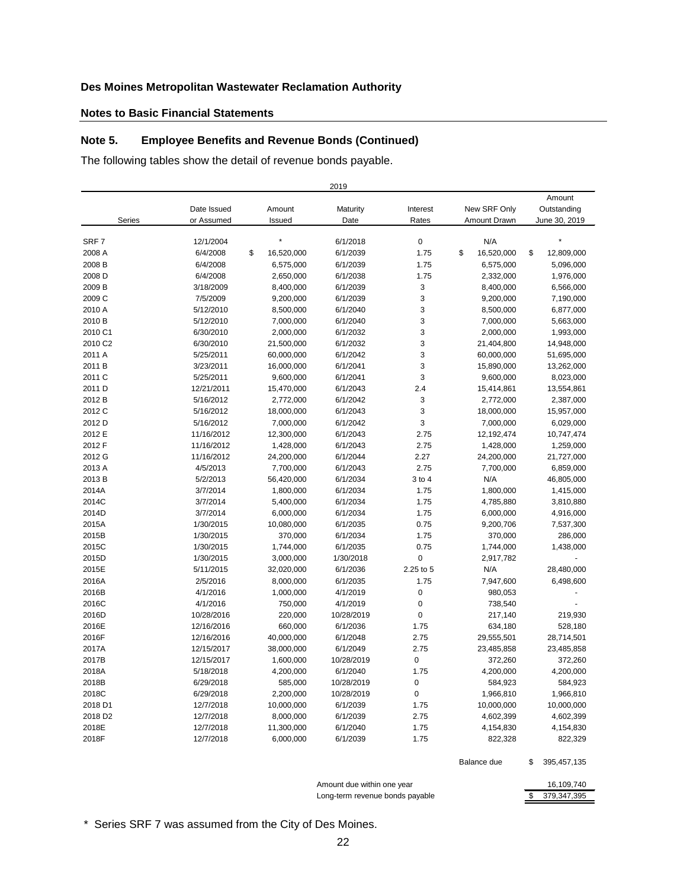**Des Moines Metropolitan Wastewater Reclamation Authority**

**Notes to Basic Financial Statements**

## Note 5. Employee Benefits and Revenue Bonds (Continued)

The following tables show the detail of revenue bonds payable.

| | | 2019 | | | | |
|---|---|---|---|---|---|---|
| Series | Date Issued or Assumed | Amount Issued | Maturity Date | Interest Rates | New SRF Only Amount Drawn | Amount Outstanding June 30, 2019 |
| SRF 7 | 12/1/2004 | * | 6/1/2018 | 0 | N/A | * |
| 2008 A | 6/4/2008 | $ 16,520,000 | 6/1/2039 | 1.75 | $ 16,520,000 | $ 12,809,000 |
| 2008 B | 6/4/2008 | 6,575,000 | 6/1/2039 | 1.75 | 6,575,000 | 5,096,000 |
| 2008 D | 6/4/2008 | 2,650,000 | 6/1/2038 | 1.75 | 2,332,000 | 1,976,000 |
| 2009 B | 3/18/2009 | 8,400,000 | 6/1/2039 | 3 | 8,400,000 | 6,566,000 |
| 2009 C | 7/5/2009 | 9,200,000 | 6/1/2039 | 3 | 9,200,000 | 7,190,000 |
| 2010 A | 5/12/2010 | 8,500,000 | 6/1/2040 | 3 | 8,500,000 | 6,877,000 |
| 2010 B | 5/12/2010 | 7,000,000 | 6/1/2040 | 3 | 7,000,000 | 5,663,000 |
| 2010 C1 | 6/30/2010 | 2,000,000 | 6/1/2032 | 3 | 2,000,000 | 1,993,000 |
| 2010 C2 | 6/30/2010 | 21,500,000 | 6/1/2032 | 3 | 21,404,800 | 14,948,000 |
| 2011 A | 5/25/2011 | 60,000,000 | 6/1/2042 | 3 | 60,000,000 | 51,695,000 |
| 2011 B | 3/23/2011 | 16,000,000 | 6/1/2041 | 3 | 15,890,000 | 13,262,000 |
| 2011 C | 5/25/2011 | 9,600,000 | 6/1/2041 | 3 | 9,600,000 | 8,023,000 |
| 2011 D | 12/21/2011 | 15,470,000 | 6/1/2043 | 2.4 | 15,414,861 | 13,554,861 |
| 2012 B | 5/16/2012 | 2,772,000 | 6/1/2042 | 3 | 2,772,000 | 2,387,000 |
| 2012 C | 5/16/2012 | 18,000,000 | 6/1/2043 | 3 | 18,000,000 | 15,957,000 |
| 2012 D | 5/16/2012 | 7,000,000 | 6/1/2042 | 3 | 7,000,000 | 6,029,000 |
| 2012 E | 11/16/2012 | 12,300,000 | 6/1/2043 | 2.75 | 12,192,474 | 10,747,474 |
| 2012 F | 11/16/2012 | 1,428,000 | 6/1/2043 | 2.75 | 1,428,000 | 1,259,000 |
| 2012 G | 11/16/2012 | 24,200,000 | 6/1/2044 | 2.27 | 24,200,000 | 21,727,000 |
| 2013 A | 4/5/2013 | 7,700,000 | 6/1/2043 | 2.75 | 7,700,000 | 6,859,000 |
| 2013 B | 5/2/2013 | 56,420,000 | 6/1/2034 | 3 to 4 | N/A | 46,805,000 |
| 2014A | 3/7/2014 | 1,800,000 | 6/1/2034 | 1.75 | 1,800,000 | 1,415,000 |
| 2014C | 3/7/2014 | 5,400,000 | 6/1/2034 | 1.75 | 4,785,880 | 3,810,880 |
| 2014D | 3/7/2014 | 6,000,000 | 6/1/2034 | 1.75 | 6,000,000 | 4,916,000 |
| 2015A | 1/30/2015 | 10,080,000 | 6/1/2035 | 0.75 | 9,200,706 | 7,537,300 |
| 2015B | 1/30/2015 | 370,000 | 6/1/2034 | 1.75 | 370,000 | 286,000 |
| 2015C | 1/30/2015 | 1,744,000 | 6/1/2035 | 0.75 | 1,744,000 | 1,438,000 |
| 2015D | 1/30/2015 | 3,000,000 | 1/30/2018 | 0 | 2,917,782 | - |
| 2015E | 5/11/2015 | 32,020,000 | 6/1/2036 | 2.25 to 5 | N/A | 28,480,000 |
| 2016A | 2/5/2016 | 8,000,000 | 6/1/2035 | 1.75 | 7,947,600 | 6,498,600 |
| 2016B | 4/1/2016 | 1,000,000 | 4/1/2019 | 0 | 980,053 | - |
| 2016C | 4/1/2016 | 750,000 | 4/1/2019 | 0 | 738,540 | - |
| 2016D | 10/28/2016 | 220,000 | 10/28/2019 | 0 | 217,140 | 219,930 |
| 2016E | 12/16/2016 | 660,000 | 6/1/2036 | 1.75 | 634,180 | 528,180 |
| 2016F | 12/16/2016 | 40,000,000 | 6/1/2048 | 2.75 | 29,555,501 | 28,714,501 |
| 2017A | 12/15/2017 | 38,000,000 | 6/1/2049 | 2.75 | 23,485,858 | 23,485,858 |
| 2017B | 12/15/2017 | 1,600,000 | 10/28/2019 | 0 | 372,260 | 372,260 |
| 2018A | 5/18/2018 | 4,200,000 | 6/1/2040 | 1.75 | 4,200,000 | 4,200,000 |
| 2018B | 6/29/2018 | 585,000 | 10/28/2019 | 0 | 584,923 | 584,923 |
| 2018C | 6/29/2018 | 2,200,000 | 10/28/2019 | 0 | 1,966,810 | 1,966,810 |
| 2018 D1 | 12/7/2018 | 10,000,000 | 6/1/2039 | 1.75 | 10,000,000 | 10,000,000 |
| 2018 D2 | 12/7/2018 | 8,000,000 | 6/1/2039 | 2.75 | 4,602,399 | 4,602,399 |
| 2018E | 12/7/2018 | 11,300,000 | 6/1/2040 | 1.75 | 4,154,830 | 4,154,830 |
| 2018F | 12/7/2018 | 6,000,000 | 6/1/2039 | 1.75 | 822,328 | 822,329 |
| | | | | | Balance due | $ 395,457,135 |
| | | | Amount due within one year | | | 16,109,740 |
| | | | Long-term revenue bonds payable | | | $ 379,347,395 |

\* Series SRF 7 was assumed from the City of Des Moines.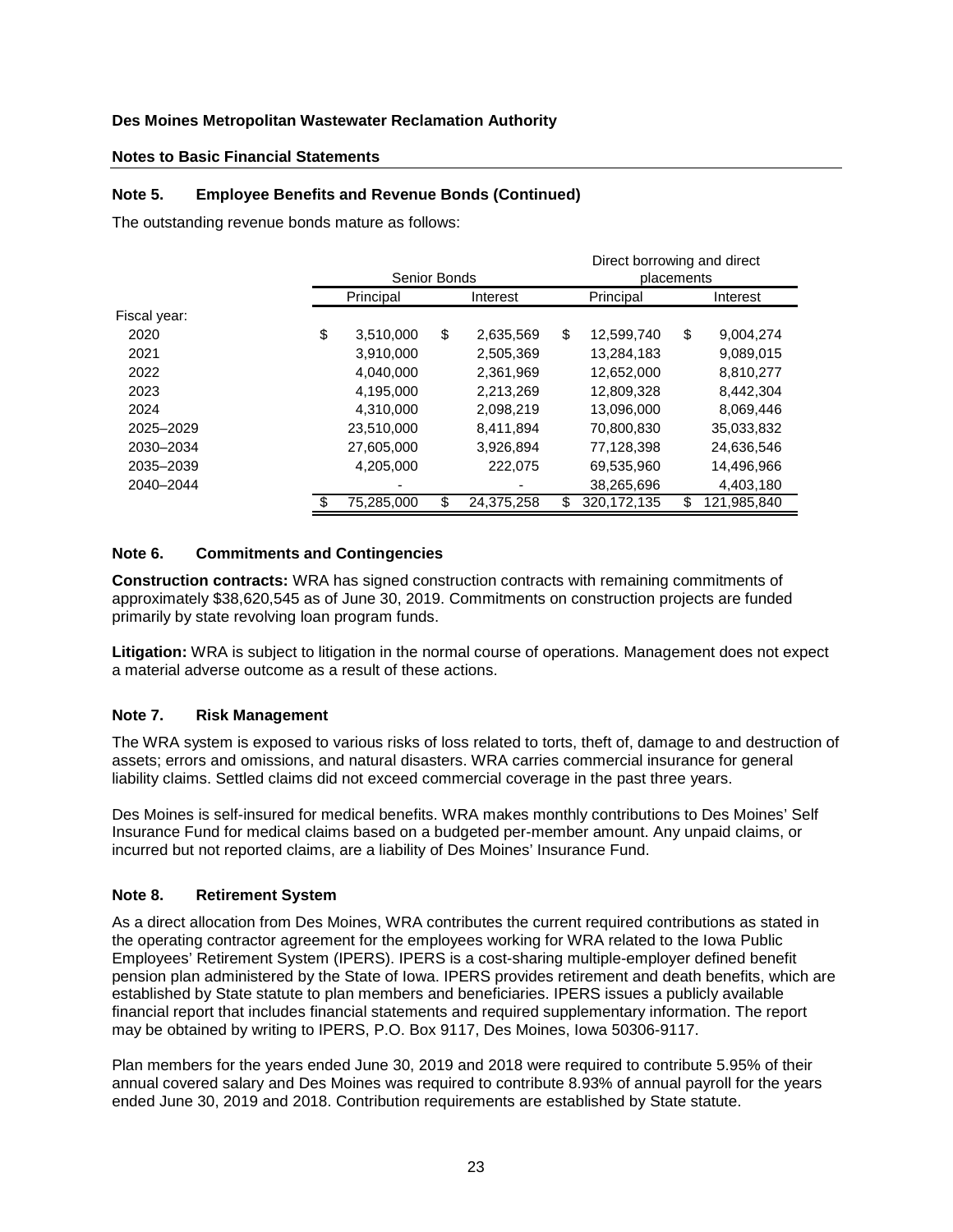**Des Moines Metropolitan Wastewater Reclamation Authority**

**Notes to Basic Financial Statements**

## Note 5. Employee Benefits and Revenue Bonds (Continued)

The outstanding revenue bonds mature as follows:

| | Senior Bonds | | Direct borrowing and direct placements | |
|---|---|---|---|---|
| | Principal | Interest | Principal | Interest |
| Fiscal year: | | | | |
| 2020 | $ 3,510,000 | $ 2,635,569 | $ 12,599,740 | $ 9,004,274 |
| 2021 | 3,910,000 | 2,505,369 | 13,284,183 | 9,089,015 |
| 2022 | 4,040,000 | 2,361,969 | 12,652,000 | 8,810,277 |
| 2023 | 4,195,000 | 2,213,269 | 12,809,328 | 8,442,304 |
| 2024 | 4,310,000 | 2,098,219 | 13,096,000 | 8,069,446 |
| 2025–2029 | 23,510,000 | 8,411,894 | 70,800,830 | 35,033,832 |
| 2030–2034 | 27,605,000 | 3,926,894 | 77,128,398 | 24,636,546 |
| 2035–2039 | 4,205,000 | 222,075 | 69,535,960 | 14,496,966 |
| 2040–2044 | - | - | 38,265,696 | 4,403,180 |
| | $ 75,285,000 | $ 24,375,258 | $ 320,172,135 | $ 121,985,840 |

## Note 6. Commitments and Contingencies

**Construction contracts:** WRA has signed construction contracts with remaining commitments of approximately $38,620,545 as of June 30, 2019. Commitments on construction projects are funded primarily by state revolving loan program funds.

**Litigation:** WRA is subject to litigation in the normal course of operations. Management does not expect a material adverse outcome as a result of these actions.

## Note 7. Risk Management

The WRA system is exposed to various risks of loss related to torts, theft of, damage to and destruction of assets; errors and omissions, and natural disasters. WRA carries commercial insurance for general liability claims. Settled claims did not exceed commercial coverage in the past three years.

Des Moines is self-insured for medical benefits. WRA makes monthly contributions to Des Moines' Self Insurance Fund for medical claims based on a budgeted per-member amount. Any unpaid claims, or incurred but not reported claims, are a liability of Des Moines' Insurance Fund.

## Note 8. Retirement System

As a direct allocation from Des Moines, WRA contributes the current required contributions as stated in the operating contractor agreement for the employees working for WRA related to the Iowa Public Employees' Retirement System (IPERS). IPERS is a cost-sharing multiple-employer defined benefit pension plan administered by the State of Iowa. IPERS provides retirement and death benefits, which are established by State statute to plan members and beneficiaries. IPERS issues a publicly available financial report that includes financial statements and required supplementary information. The report may be obtained by writing to IPERS, P.O. Box 9117, Des Moines, Iowa 50306-9117.

Plan members for the years ended June 30, 2019 and 2018 were required to contribute 5.95% of their annual covered salary and Des Moines was required to contribute 8.93% of annual payroll for the years ended June 30, 2019 and 2018. Contribution requirements are established by State statute.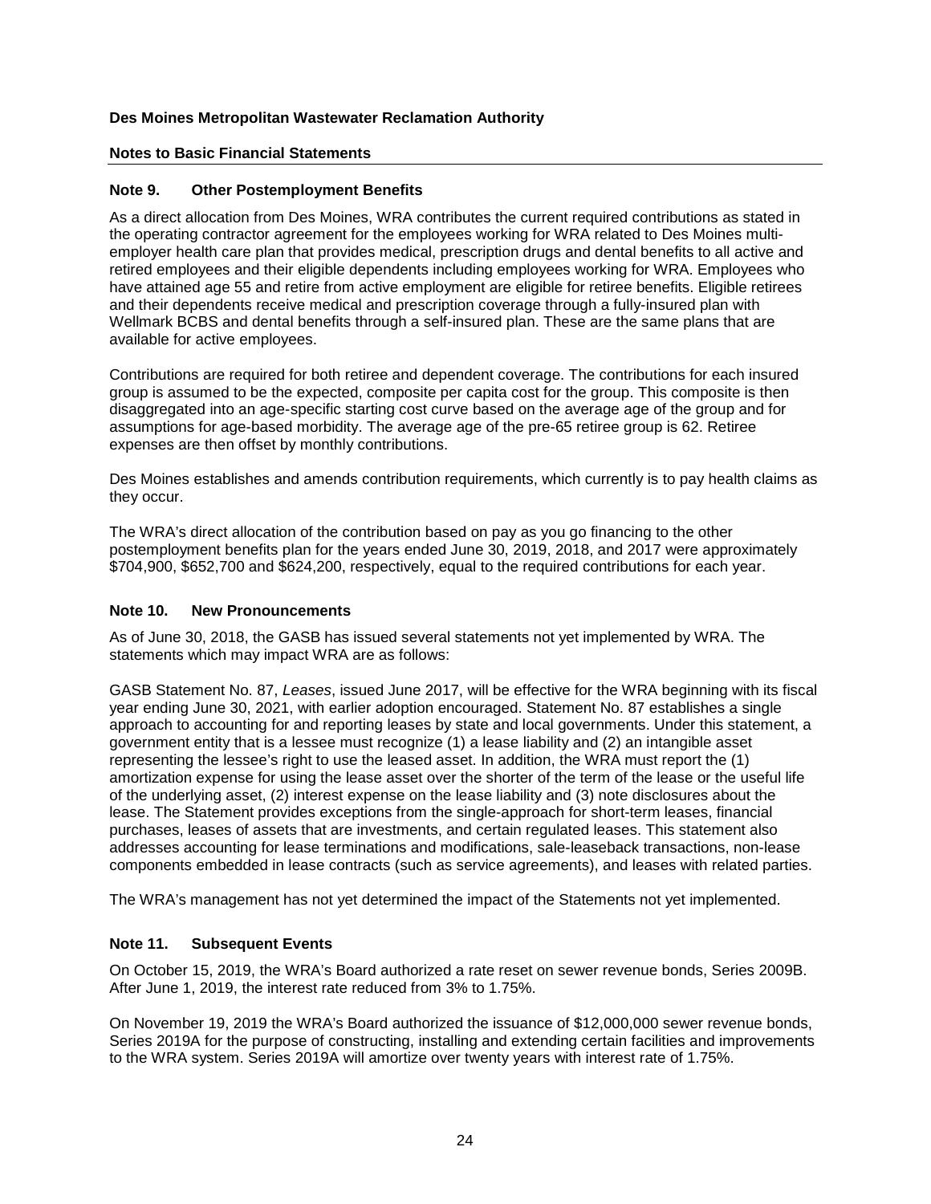**Des Moines Metropolitan Wastewater Reclamation Authority**

**Notes to Basic Financial Statements**

### Note 9. Other Postemployment Benefits

As a direct allocation from Des Moines, WRA contributes the current required contributions as stated in the operating contractor agreement for the employees working for WRA related to Des Moines multi-employer health care plan that provides medical, prescription drugs and dental benefits to all active and retired employees and their eligible dependents including employees working for WRA. Employees who have attained age 55 and retire from active employment are eligible for retiree benefits. Eligible retirees and their dependents receive medical and prescription coverage through a fully-insured plan with Wellmark BCBS and dental benefits through a self-insured plan. These are the same plans that are available for active employees.

Contributions are required for both retiree and dependent coverage. The contributions for each insured group is assumed to be the expected, composite per capita cost for the group. This composite is then disaggregated into an age-specific starting cost curve based on the average age of the group and for assumptions for age-based morbidity. The average age of the pre-65 retiree group is 62. Retiree expenses are then offset by monthly contributions.

Des Moines establishes and amends contribution requirements, which currently is to pay health claims as they occur.

The WRA's direct allocation of the contribution based on pay as you go financing to the other postemployment benefits plan for the years ended June 30, 2019, 2018, and 2017 were approximately $704,900, $652,700 and $624,200, respectively, equal to the required contributions for each year.

### Note 10. New Pronouncements

As of June 30, 2018, the GASB has issued several statements not yet implemented by WRA. The statements which may impact WRA are as follows:

GASB Statement No. 87, *Leases*, issued June 2017, will be effective for the WRA beginning with its fiscal year ending June 30, 2021, with earlier adoption encouraged. Statement No. 87 establishes a single approach to accounting for and reporting leases by state and local governments. Under this statement, a government entity that is a lessee must recognize (1) a lease liability and (2) an intangible asset representing the lessee's right to use the leased asset. In addition, the WRA must report the (1) amortization expense for using the lease asset over the shorter of the term of the lease or the useful life of the underlying asset, (2) interest expense on the lease liability and (3) note disclosures about the lease. The Statement provides exceptions from the single-approach for short-term leases, financial purchases, leases of assets that are investments, and certain regulated leases. This statement also addresses accounting for lease terminations and modifications, sale-leaseback transactions, non-lease components embedded in lease contracts (such as service agreements), and leases with related parties.

The WRA's management has not yet determined the impact of the Statements not yet implemented.

### Note 11. Subsequent Events

On October 15, 2019, the WRA's Board authorized a rate reset on sewer revenue bonds, Series 2009B. After June 1, 2019, the interest rate reduced from 3% to 1.75%.

On November 19, 2019 the WRA's Board authorized the issuance of $12,000,000 sewer revenue bonds, Series 2019A for the purpose of constructing, installing and extending certain facilities and improvements to the WRA system. Series 2019A will amortize over twenty years with interest rate of 1.75%.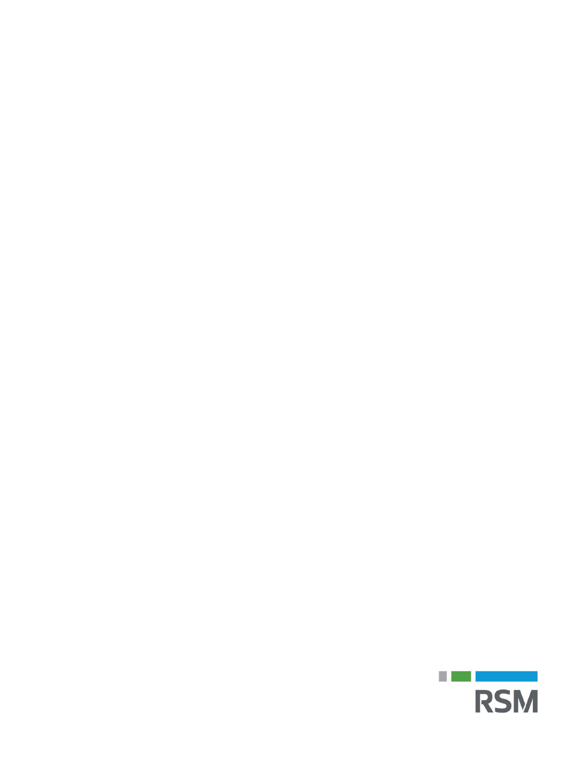RSM